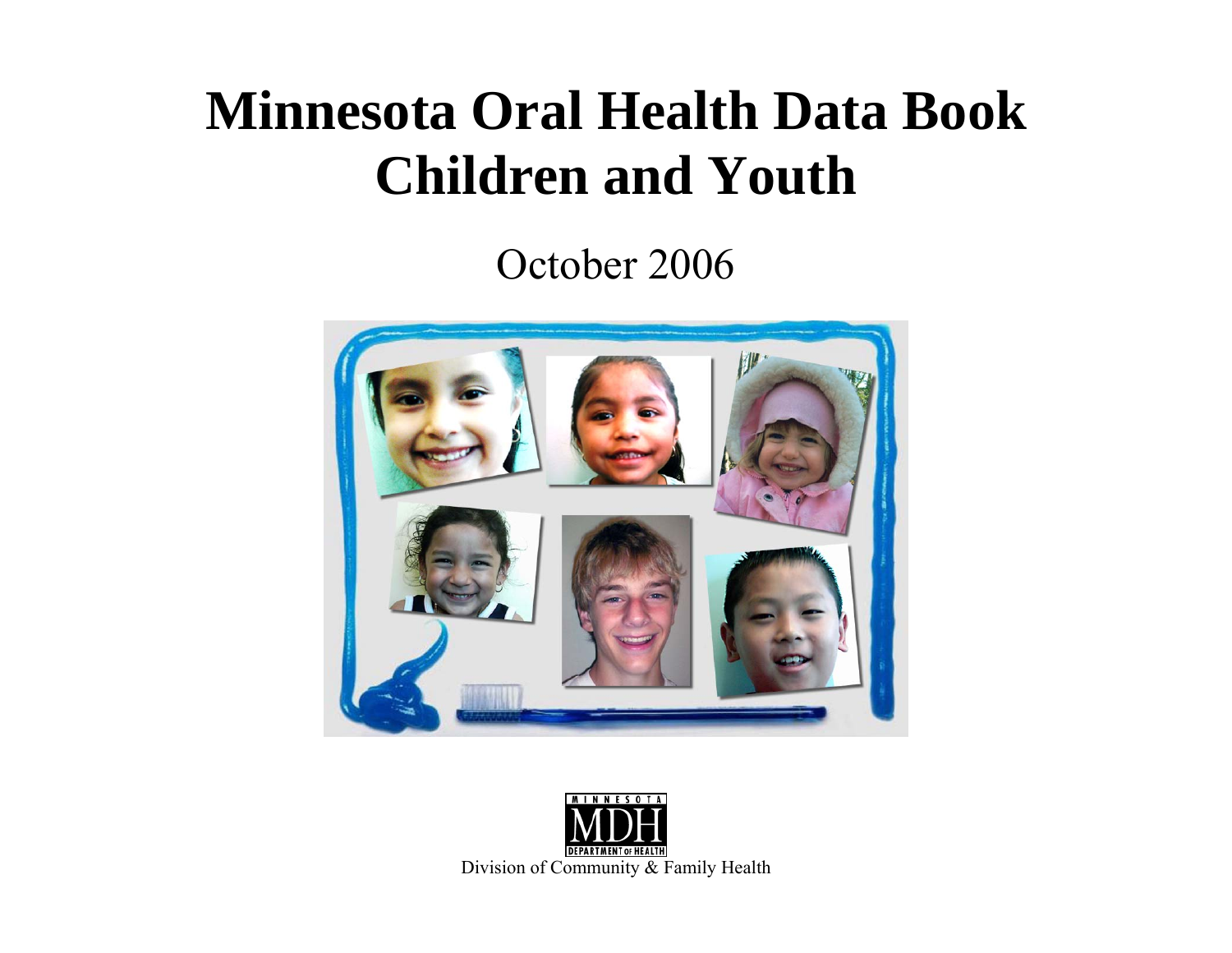# Minnesota Oral Health Data Book
# Children and Youth

October 2006

MINNESOTA MDH DEPARTMENT OF HEALTH

Division of Community & Family Health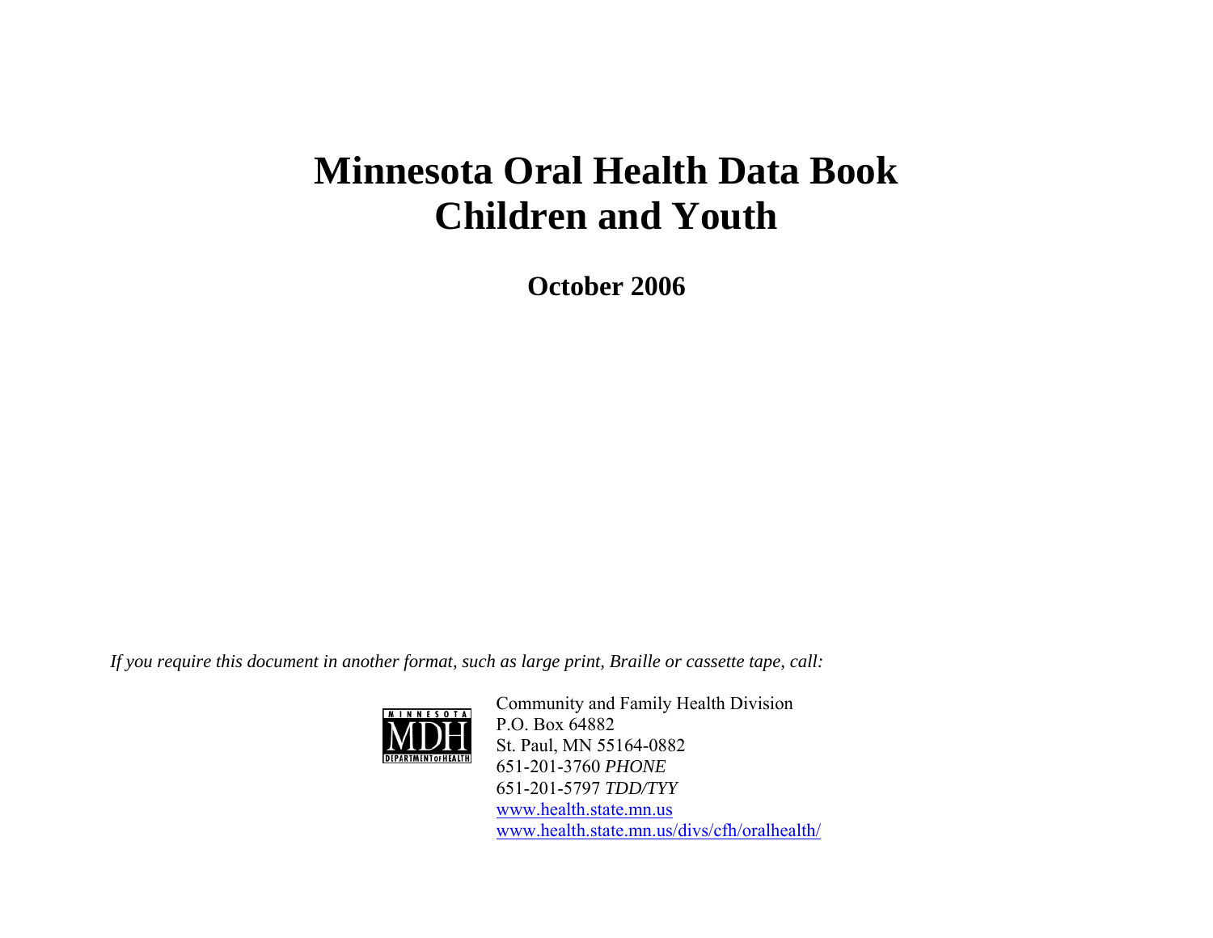# Minnesota Oral Health Data Book
# Children and Youth

**October 2006**

*If you require this document in another format, such as large print, Braille or cassette tape, call:*

MINNESOTA MDH DEPARTMENT OF HEALTH

Community and Family Health Division
P.O. Box 64882
St. Paul, MN 55164-0882
651-201-3760 *PHONE*
651-201-5797 *TDD/TYY*
www.health.state.mn.us
www.health.state.mn.us/divs/cfh/oralhealth/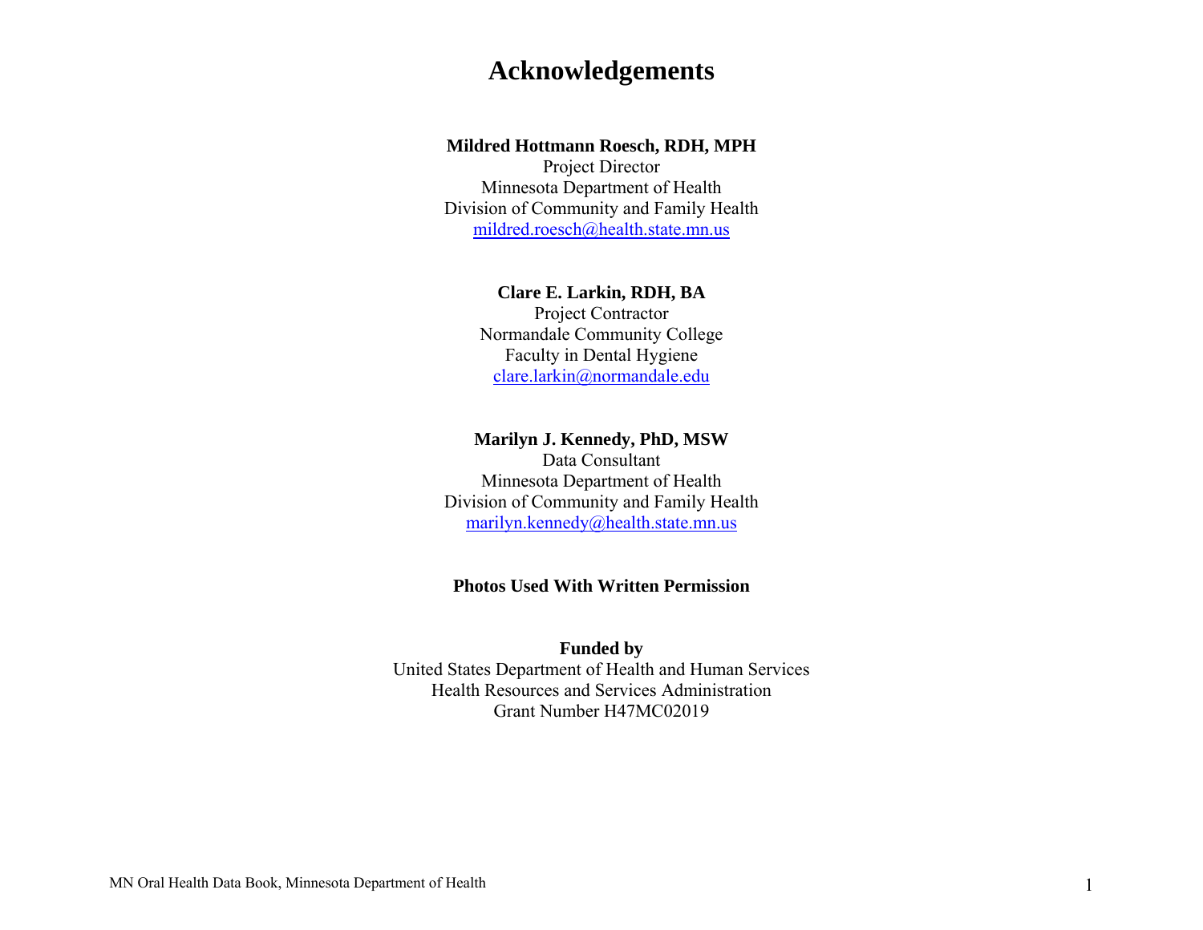# Acknowledgements

**Mildred Hottmann Roesch, RDH, MPH**
Project Director
Minnesota Department of Health
Division of Community and Family Health
mildred.roesch@health.state.mn.us

**Clare E. Larkin, RDH, BA**
Project Contractor
Normandale Community College
Faculty in Dental Hygiene
clare.larkin@normandale.edu

**Marilyn J. Kennedy, PhD, MSW**
Data Consultant
Minnesota Department of Health
Division of Community and Family Health
marilyn.kennedy@health.state.mn.us

**Photos Used With Written Permission**

**Funded by**
United States Department of Health and Human Services
Health Resources and Services Administration
Grant Number H47MC02019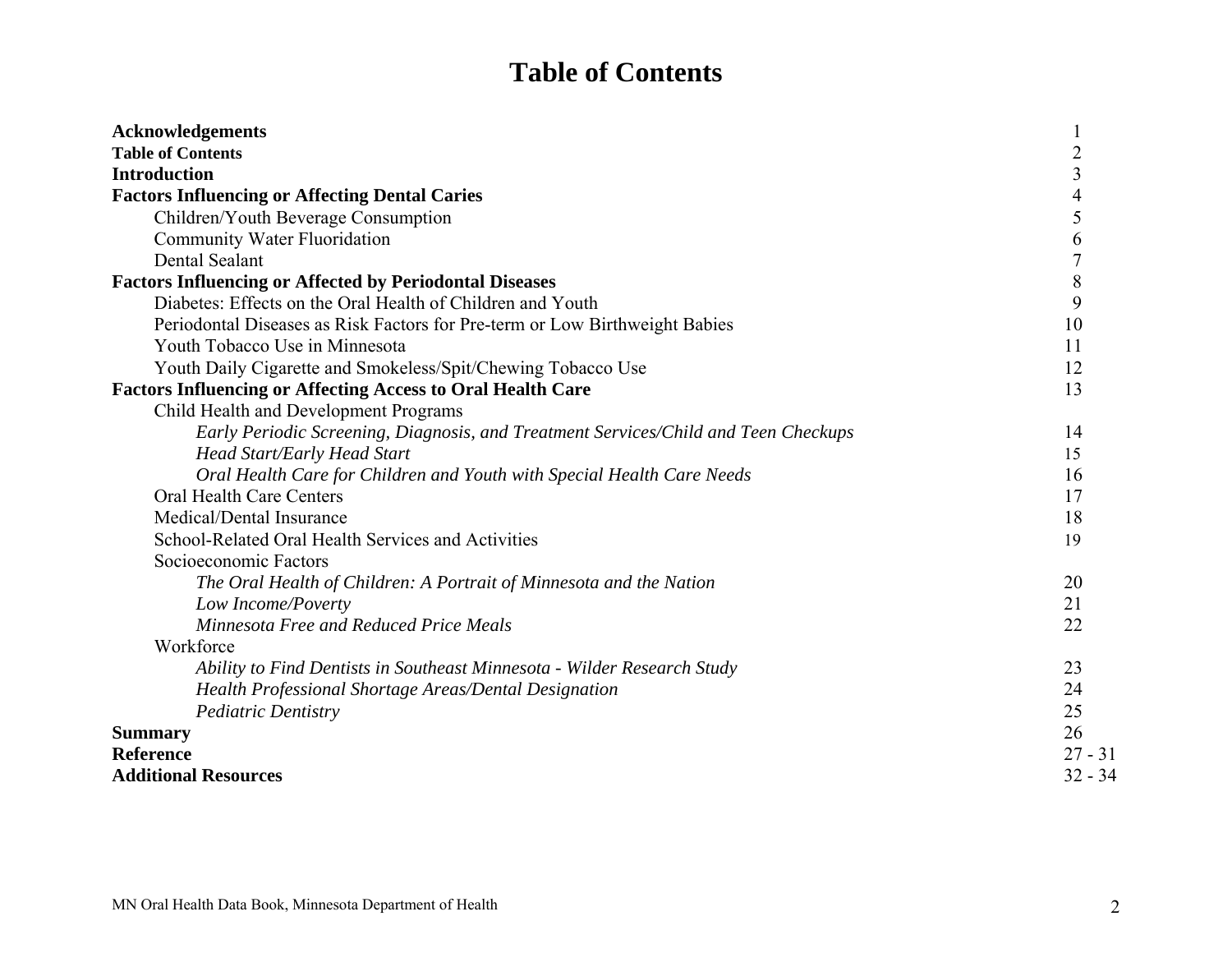# Table of Contents

| | |
|---|---|
| **Acknowledgements** | 1 |
| **Table of Contents** | 2 |
| **Introduction** | 3 |
| **Factors Influencing or Affecting Dental Caries** | 4 |
| Children/Youth Beverage Consumption | 5 |
| Community Water Fluoridation | 6 |
| Dental Sealant | 7 |
| **Factors Influencing or Affected by Periodontal Diseases** | 8 |
| Diabetes: Effects on the Oral Health of Children and Youth | 9 |
| Periodontal Diseases as Risk Factors for Pre-term or Low Birthweight Babies | 10 |
| Youth Tobacco Use in Minnesota | 11 |
| Youth Daily Cigarette and Smokeless/Spit/Chewing Tobacco Use | 12 |
| **Factors Influencing or Affecting Access to Oral Health Care** | 13 |
| Child Health and Development Programs | |
| *Early Periodic Screening, Diagnosis, and Treatment Services/Child and Teen Checkups* | 14 |
| *Head Start/Early Head Start* | 15 |
| *Oral Health Care for Children and Youth with Special Health Care Needs* | 16 |
| Oral Health Care Centers | 17 |
| Medical/Dental Insurance | 18 |
| School-Related Oral Health Services and Activities | 19 |
| Socioeconomic Factors | |
| *The Oral Health of Children: A Portrait of Minnesota and the Nation* | 20 |
| *Low Income/Poverty* | 21 |
| *Minnesota Free and Reduced Price Meals* | 22 |
| Workforce | |
| *Ability to Find Dentists in Southeast Minnesota - Wilder Research Study* | 23 |
| *Health Professional Shortage Areas/Dental Designation* | 24 |
| *Pediatric Dentistry* | 25 |
| **Summary** | 26 |
| **Reference** | 27 - 31 |
| **Additional Resources** | 32 - 34 |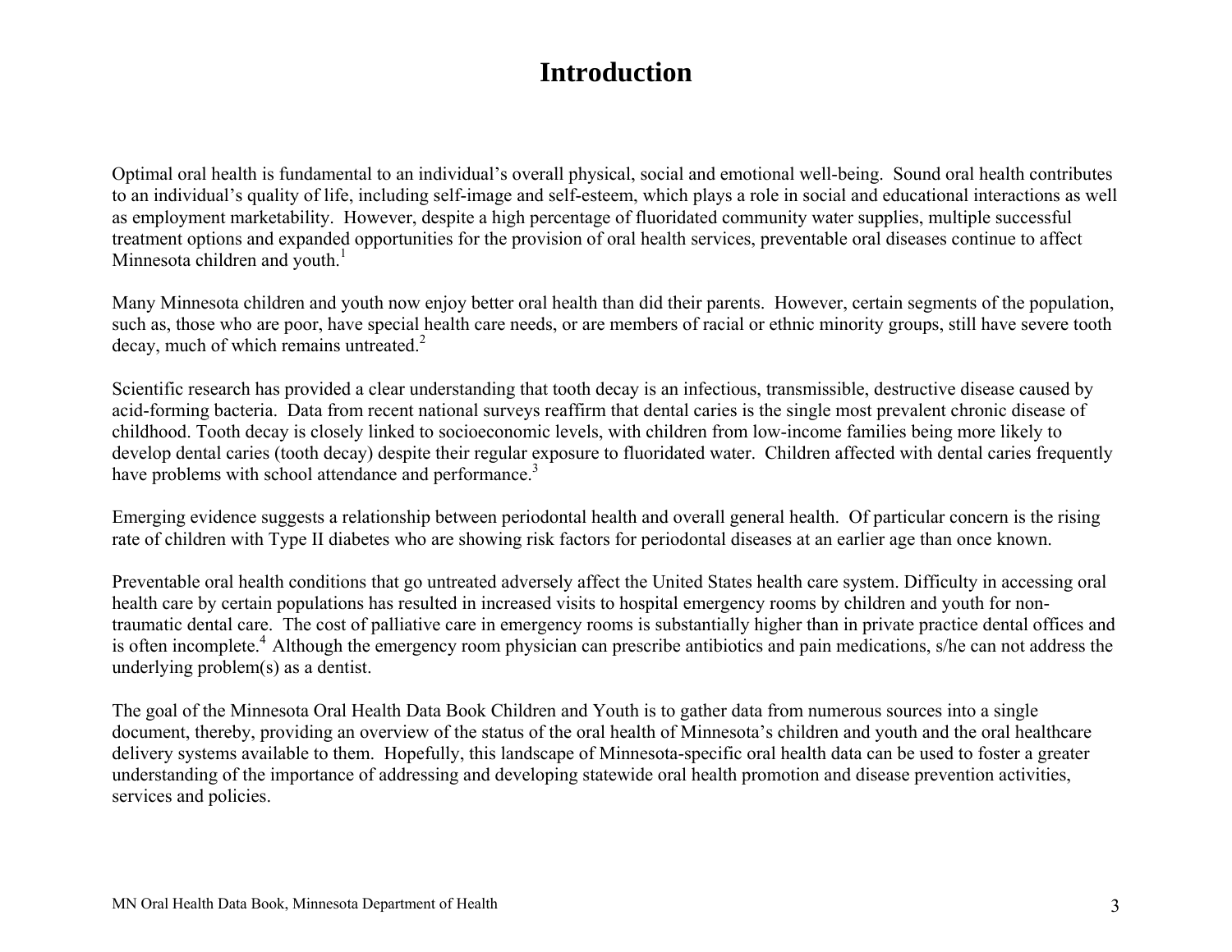# Introduction

Optimal oral health is fundamental to an individual's overall physical, social and emotional well-being. Sound oral health contributes to an individual's quality of life, including self-image and self-esteem, which plays a role in social and educational interactions as well as employment marketability. However, despite a high percentage of fluoridated community water supplies, multiple successful treatment options and expanded opportunities for the provision of oral health services, preventable oral diseases continue to affect Minnesota children and youth.[1]

Many Minnesota children and youth now enjoy better oral health than did their parents. However, certain segments of the population, such as, those who are poor, have special health care needs, or are members of racial or ethnic minority groups, still have severe tooth decay, much of which remains untreated.[2]

Scientific research has provided a clear understanding that tooth decay is an infectious, transmissible, destructive disease caused by acid-forming bacteria. Data from recent national surveys reaffirm that dental caries is the single most prevalent chronic disease of childhood. Tooth decay is closely linked to socioeconomic levels, with children from low-income families being more likely to develop dental caries (tooth decay) despite their regular exposure to fluoridated water. Children affected with dental caries frequently have problems with school attendance and performance.[3]

Emerging evidence suggests a relationship between periodontal health and overall general health. Of particular concern is the rising rate of children with Type II diabetes who are showing risk factors for periodontal diseases at an earlier age than once known.

Preventable oral health conditions that go untreated adversely affect the United States health care system. Difficulty in accessing oral health care by certain populations has resulted in increased visits to hospital emergency rooms by children and youth for non-traumatic dental care. The cost of palliative care in emergency rooms is substantially higher than in private practice dental offices and is often incomplete.[4] Although the emergency room physician can prescribe antibiotics and pain medications, s/he can not address the underlying problem(s) as a dentist.

The goal of the Minnesota Oral Health Data Book Children and Youth is to gather data from numerous sources into a single document, thereby, providing an overview of the status of the oral health of Minnesota's children and youth and the oral healthcare delivery systems available to them. Hopefully, this landscape of Minnesota-specific oral health data can be used to foster a greater understanding of the importance of addressing and developing statewide oral health promotion and disease prevention activities, services and policies.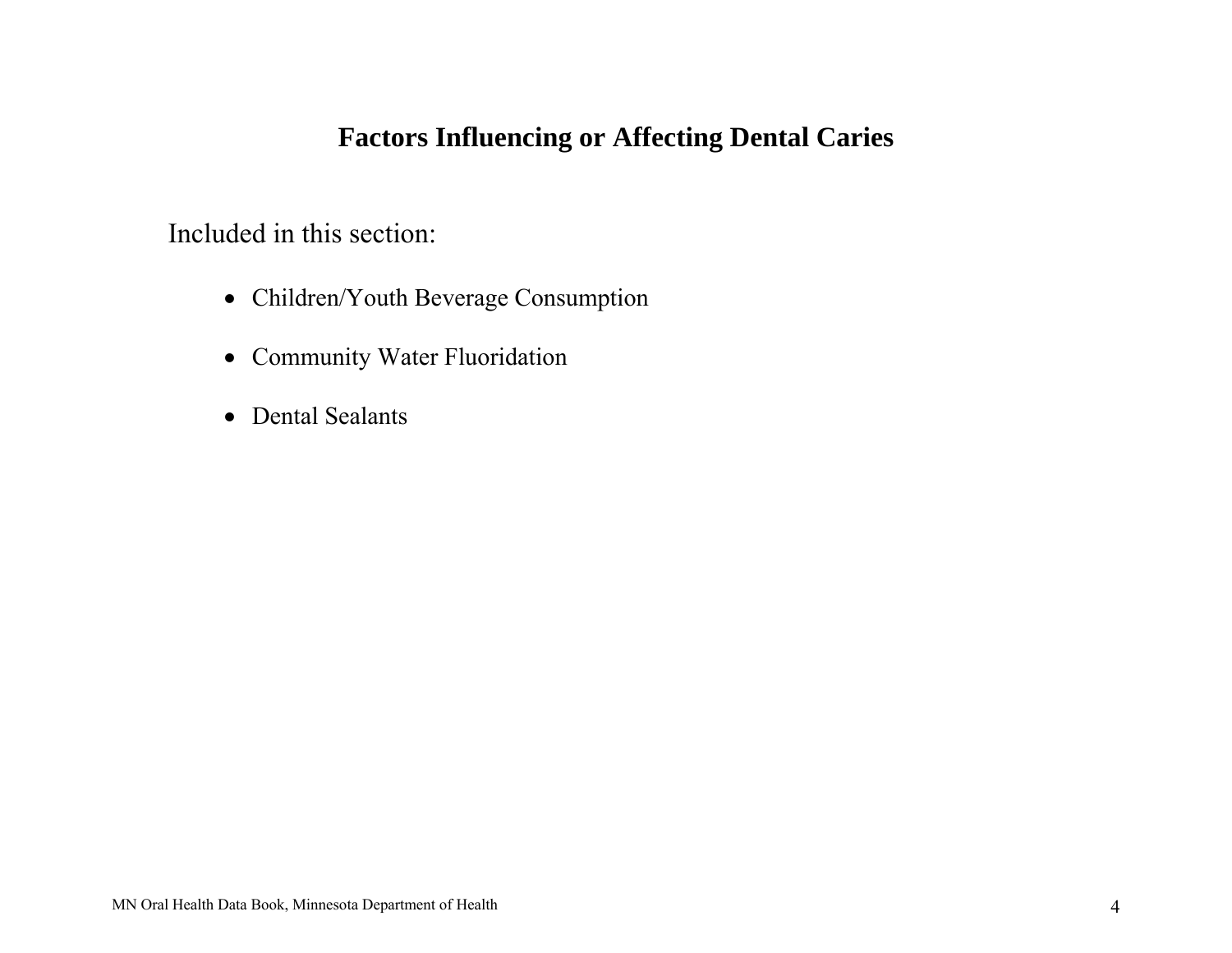# Factors Influencing or Affecting Dental Caries

Included in this section:

- Children/Youth Beverage Consumption
- Community Water Fluoridation
- Dental Sealants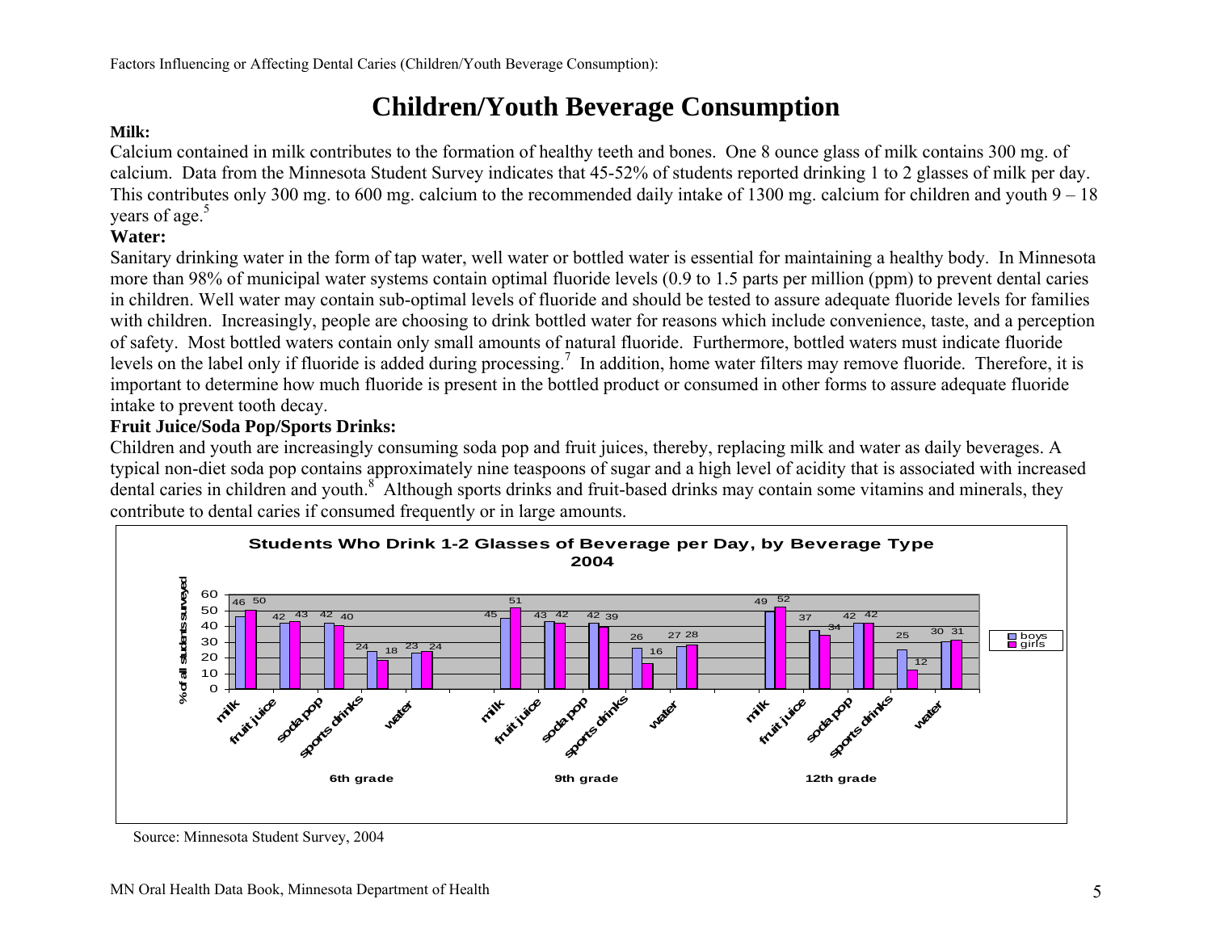Factors Influencing or Affecting Dental Caries (Children/Youth Beverage Consumption):

# Children/Youth Beverage Consumption

**Milk:**

Calcium contained in milk contributes to the formation of healthy teeth and bones. One 8 ounce glass of milk contains 300 mg. of calcium. Data from the Minnesota Student Survey indicates that 45-52% of students reported drinking 1 to 2 glasses of milk per day. This contributes only 300 mg. to 600 mg. calcium to the recommended daily intake of 1300 mg. calcium for children and youth 9 – 18 years of age.[5]

**Water:**

Sanitary drinking water in the form of tap water, well water or bottled water is essential for maintaining a healthy body. In Minnesota more than 98% of municipal water systems contain optimal fluoride levels (0.9 to 1.5 parts per million (ppm) to prevent dental caries in children. Well water may contain sub-optimal levels of fluoride and should be tested to assure adequate fluoride levels for families with children. Increasingly, people are choosing to drink bottled water for reasons which include convenience, taste, and a perception of safety. Most bottled waters contain only small amounts of natural fluoride. Furthermore, bottled waters must indicate fluoride levels on the label only if fluoride is added during processing.[7] In addition, home water filters may remove fluoride. Therefore, it is important to determine how much fluoride is present in the bottled product or consumed in other forms to assure adequate fluoride intake to prevent tooth decay.

**Fruit Juice/Soda Pop/Sports Drinks:**

Children and youth are increasingly consuming soda pop and fruit juices, thereby, replacing milk and water as daily beverages. A typical non-diet soda pop contains approximately nine teaspoons of sugar and a high level of acidity that is associated with increased dental caries in children and youth.[8] Although sports drinks and fruit-based drinks may contain some vitamins and minerals, they contribute to dental caries if consumed frequently or in large amounts.

**Students Who Drink 1-2 Glasses of Beverage per Day, by Beverage Type 2004**

(% of all students surveyed)

| Grade | Beverage | boys | girls |
|---|---|---|---|
| 6th grade | milk | 46 | 50 |
| | fruit juice | 42 | 43 |
| | soda pop | 42 | 40 |
| | sports drinks | 24 | 18 |
| | water | 23 | 24 |
| 9th grade | milk | 45 | 51 |
| | fruit juice | 43 | 42 |
| | soda pop | 42 | 39 |
| | sports drinks | 26 | 16 |
| | water | 27 | 28 |
| 12th grade | milk | 49 | 52 |
| | fruit juice | 37 | 34 |
| | soda pop | 42 | 42 |
| | sports drinks | 25 | 12 |
| | water | 30 | 31 |

Source: Minnesota Student Survey, 2004

MN Oral Health Data Book, Minnesota Department of Health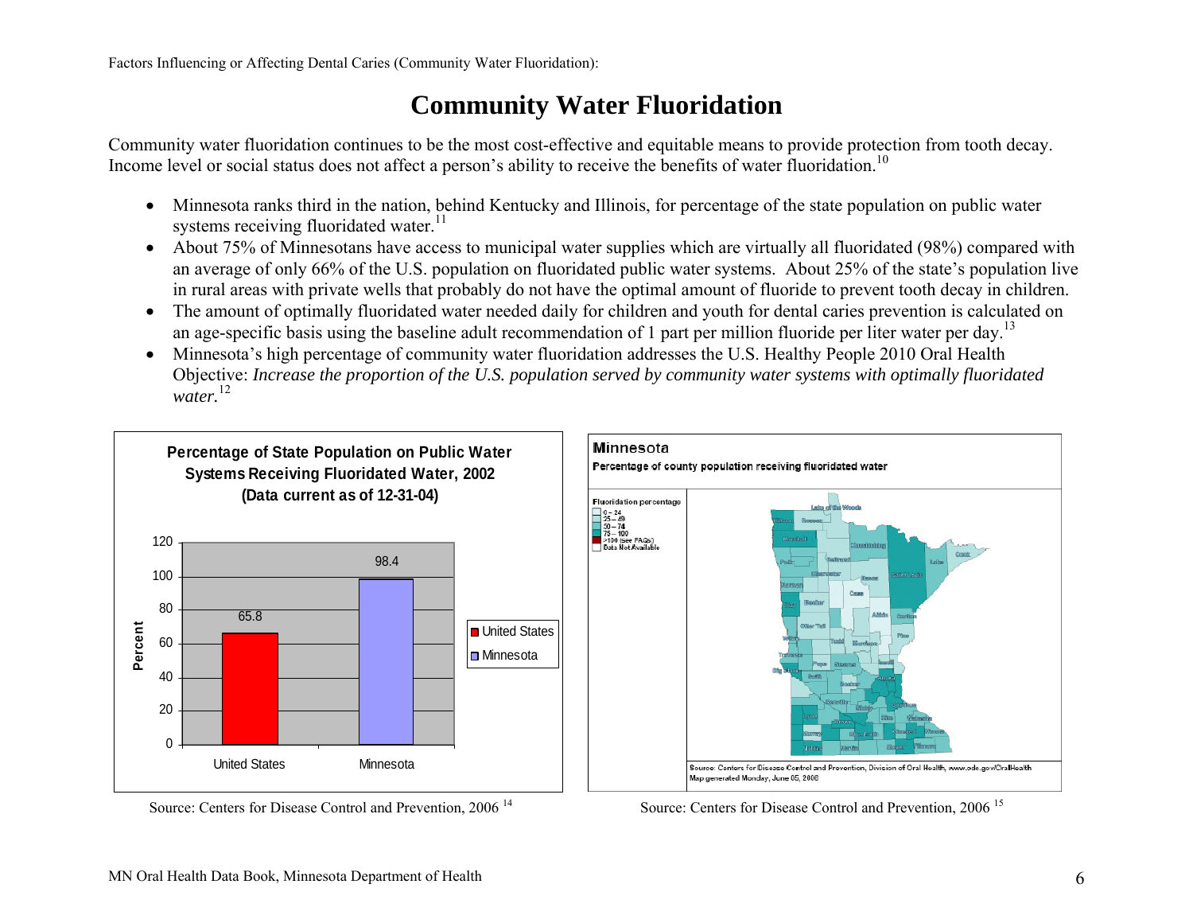Factors Influencing or Affecting Dental Caries (Community Water Fluoridation):

# Community Water Fluoridation

Community water fluoridation continues to be the most cost-effective and equitable means to provide protection from tooth decay. Income level or social status does not affect a person's ability to receive the benefits of water fluoridation.[10]

- Minnesota ranks third in the nation, behind Kentucky and Illinois, for percentage of the state population on public water systems receiving fluoridated water.[11]
- About 75% of Minnesotans have access to municipal water supplies which are virtually all fluoridated (98%) compared with an average of only 66% of the U.S. population on fluoridated public water systems. About 25% of the state's population live in rural areas with private wells that probably do not have the optimal amount of fluoride to prevent tooth decay in children.
- The amount of optimally fluoridated water needed daily for children and youth for dental caries prevention is calculated on an age-specific basis using the baseline adult recommendation of 1 part per million fluoride per liter water per day.[13]
- Minnesota's high percentage of community water fluoridation addresses the U.S. Healthy People 2010 Oral Health Objective: *Increase the proportion of the U.S. population served by community water systems with optimally fluoridated water.*[12]

**Percentage of State Population on Public Water Systems Receiving Fluoridated Water, 2002 (Data current as of 12-31-04)**

| | Percent |
|---|---|
| United States | 65.8 |
| Minnesota | 98.4 |

Source: Centers for Disease Control and Prevention, 2006 [14]

**Minnesota**

**Percentage of county population receiving fluoridated water**

Fluoridation percentage: 0 – 24; 25 – 49; 50 – 74; 75 – 100; >100 (see FAQs); Data Not Available

Source: Centers for Disease Control and Prevention, Division of Oral Health, www.cdc.gov/OralHealth
Map generated Monday, June 05, 2006

Source: Centers for Disease Control and Prevention, 2006 [15]

MN Oral Health Data Book, Minnesota Department of Health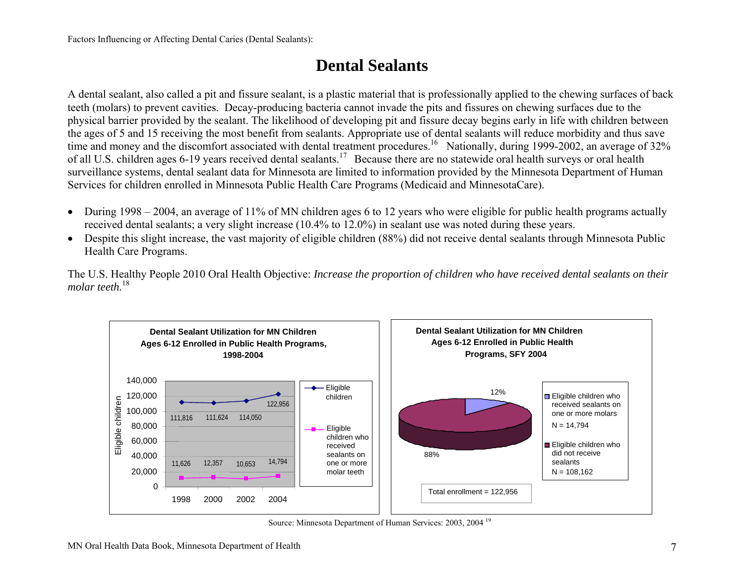Factors Influencing or Affecting Dental Caries (Dental Sealants):

# Dental Sealants

A dental sealant, also called a pit and fissure sealant, is a plastic material that is professionally applied to the chewing surfaces of back teeth (molars) to prevent cavities. Decay-producing bacteria cannot invade the pits and fissures on chewing surfaces due to the physical barrier provided by the sealant. The likelihood of developing pit and fissure decay begins early in life with children between the ages of 5 and 15 receiving the most benefit from sealants. Appropriate use of dental sealants will reduce morbidity and thus save time and money and the discomfort associated with dental treatment procedures.[16] Nationally, during 1999-2002, an average of 32% of all U.S. children ages 6-19 years received dental sealants.[17] Because there are no statewide oral health surveys or oral health surveillance systems, dental sealant data for Minnesota are limited to information provided by the Minnesota Department of Human Services for children enrolled in Minnesota Public Health Care Programs (Medicaid and MinnesotaCare).

- During 1998 – 2004, an average of 11% of MN children ages 6 to 12 years who were eligible for public health programs actually received dental sealants; a very slight increase (10.4% to 12.0%) in sealant use was noted during these years.
- Despite this slight increase, the vast majority of eligible children (88%) did not receive dental sealants through Minnesota Public Health Care Programs.

The U.S. Healthy People 2010 Oral Health Objective: *Increase the proportion of children who have received dental sealants on their molar teeth.*[18]

**Dental Sealant Utilization for MN Children Ages 6-12 Enrolled in Public Health Programs, 1998-2004**

| Year | Eligible children | Eligible children who received sealants on one or more molar teeth |
|---|---|---|
| 1998 | 111,816 | 11,626 |
| 2000 | 111,624 | 12,357 |
| 2002 | 114,050 | 10,653 |
| 2004 | 122,956 | 14,794 |

**Dental Sealant Utilization for MN Children Ages 6-12 Enrolled in Public Health Programs, SFY 2004**

| Category | N | Percent |
|---|---|---|
| Eligible children who received sealants on one or more molars | 14,794 | 12% |
| Eligible children who did not receive sealants | 108,162 | 88% |
| Total enrollment | 122,956 | |

Source: Minnesota Department of Human Services: 2003, 2004 [19]

MN Oral Health Data Book, Minnesota Department of Health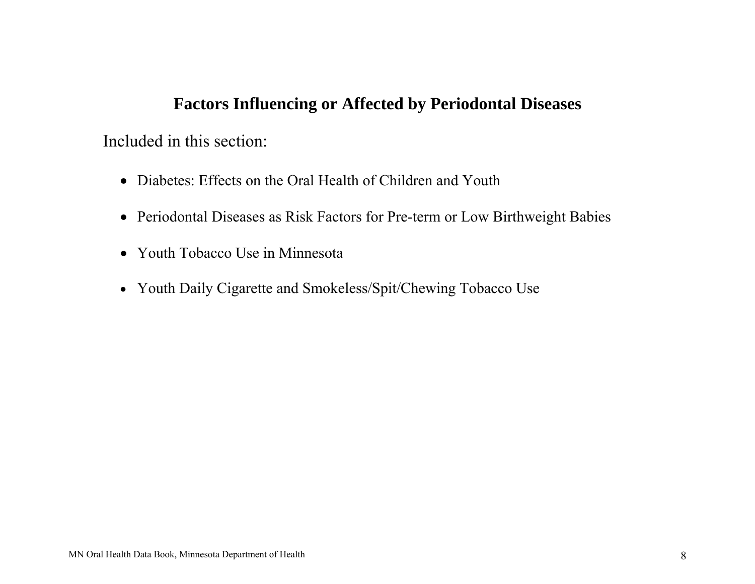## Factors Influencing or Affected by Periodontal Diseases

Included in this section:

- Diabetes: Effects on the Oral Health of Children and Youth
- Periodontal Diseases as Risk Factors for Pre-term or Low Birthweight Babies
- Youth Tobacco Use in Minnesota
- Youth Daily Cigarette and Smokeless/Spit/Chewing Tobacco Use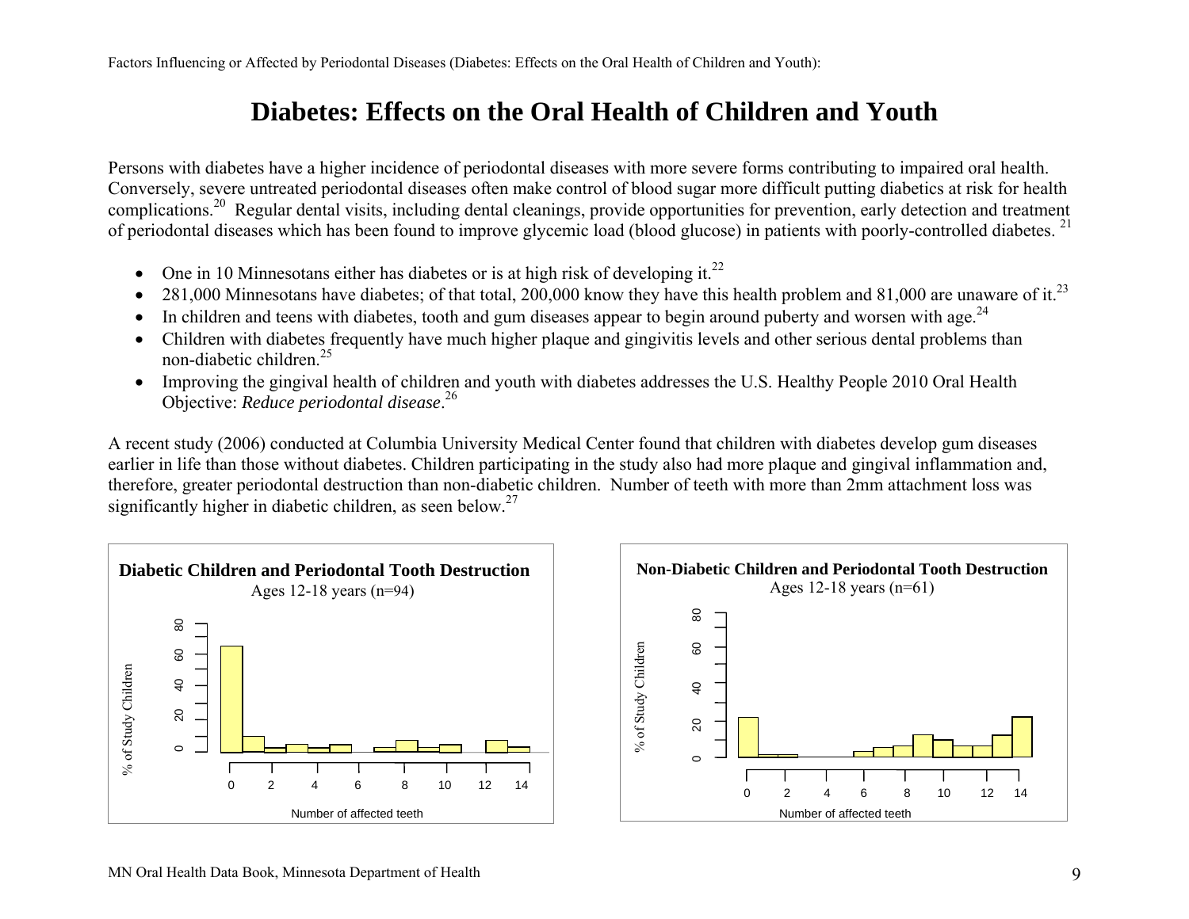# Diabetes: Effects on the Oral Health of Children and Youth

Persons with diabetes have a higher incidence of periodontal diseases with more severe forms contributing to impaired oral health. Conversely, severe untreated periodontal diseases often make control of blood sugar more difficult putting diabetics at risk for health complications.[20] Regular dental visits, including dental cleanings, provide opportunities for prevention, early detection and treatment of periodontal diseases which has been found to improve glycemic load (blood glucose) in patients with poorly-controlled diabetes.[21]

- One in 10 Minnesotans either has diabetes or is at high risk of developing it.[22]
- 281,000 Minnesotans have diabetes; of that total, 200,000 know they have this health problem and 81,000 are unaware of it.[23]
- In children and teens with diabetes, tooth and gum diseases appear to begin around puberty and worsen with age.[24]
- Children with diabetes frequently have much higher plaque and gingivitis levels and other serious dental problems than non-diabetic children.[25]
- Improving the gingival health of children and youth with diabetes addresses the U.S. Healthy People 2010 Oral Health Objective: *Reduce periodontal disease*.[26]

A recent study (2006) conducted at Columbia University Medical Center found that children with diabetes develop gum diseases earlier in life than those without diabetes. Children participating in the study also had more plaque and gingival inflammation and, therefore, greater periodontal destruction than non-diabetic children. Number of teeth with more than 2mm attachment loss was significantly higher in diabetic children, as seen below.[27]

**Diabetic Children and Periodontal Tooth Destruction**
Ages 12-18 years (n=94)

**Non-Diabetic Children and Periodontal Tooth Destruction**
Ages 12-18 years (n=61)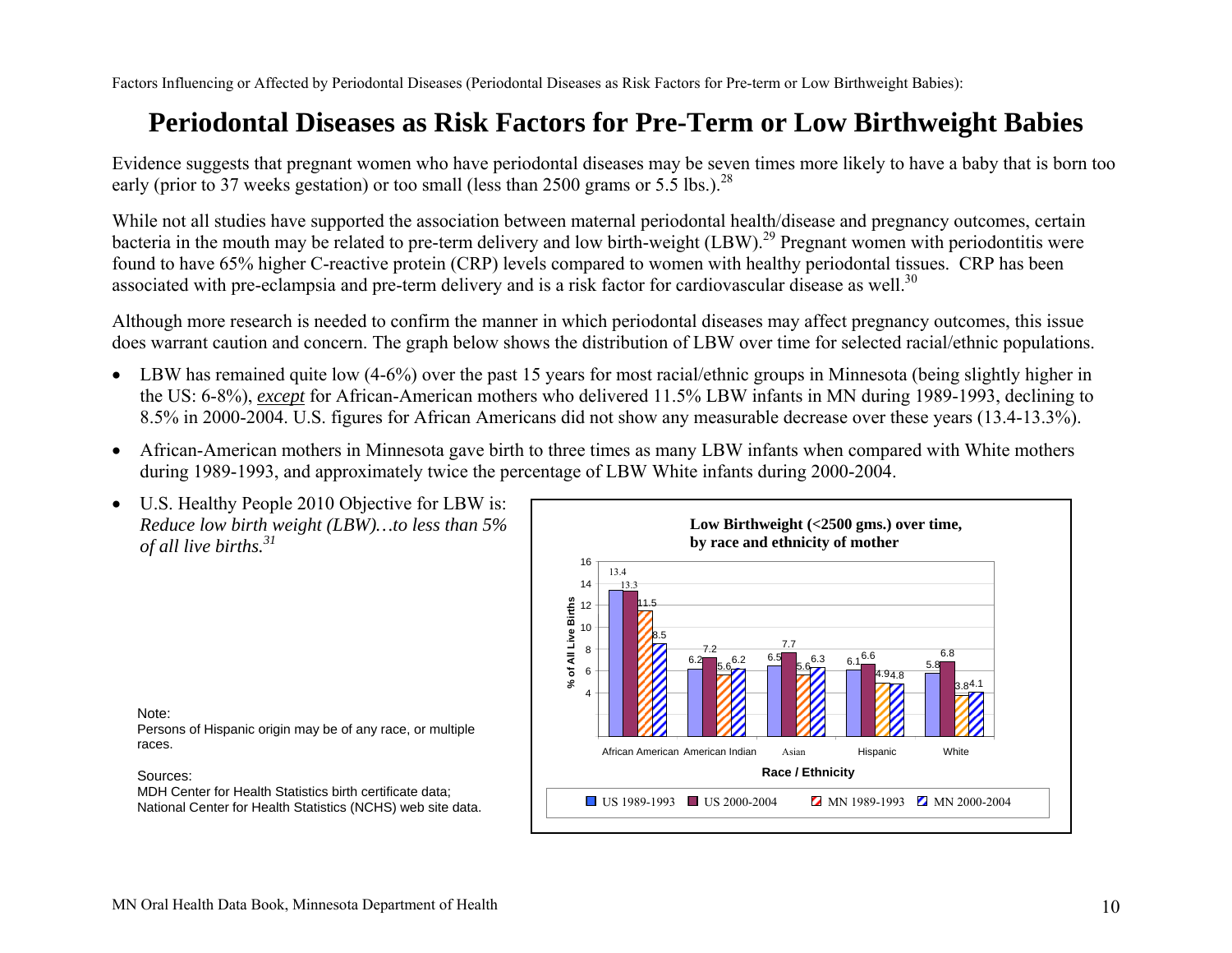Factors Influencing or Affected by Periodontal Diseases (Periodontal Diseases as Risk Factors for Pre-term or Low Birthweight Babies):

# Periodontal Diseases as Risk Factors for Pre-Term or Low Birthweight Babies

Evidence suggests that pregnant women who have periodontal diseases may be seven times more likely to have a baby that is born too early (prior to 37 weeks gestation) or too small (less than 2500 grams or 5.5 lbs.).[28]

While not all studies have supported the association between maternal periodontal health/disease and pregnancy outcomes, certain bacteria in the mouth may be related to pre-term delivery and low birth-weight (LBW).[29] Pregnant women with periodontitis were found to have 65% higher C-reactive protein (CRP) levels compared to women with healthy periodontal tissues. CRP has been associated with pre-eclampsia and pre-term delivery and is a risk factor for cardiovascular disease as well.[30]

Although more research is needed to confirm the manner in which periodontal diseases may affect pregnancy outcomes, this issue does warrant caution and concern. The graph below shows the distribution of LBW over time for selected racial/ethnic populations.

- LBW has remained quite low (4-6%) over the past 15 years for most racial/ethnic groups in Minnesota (being slightly higher in the US: 6-8%), ***except*** for African-American mothers who delivered 11.5% LBW infants in MN during 1989-1993, declining to 8.5% in 2000-2004. U.S. figures for African Americans did not show any measurable decrease over these years (13.4-13.3%).
- African-American mothers in Minnesota gave birth to three times as many LBW infants when compared with White mothers during 1989-1993, and approximately twice the percentage of LBW White infants during 2000-2004.
- U.S. Healthy People 2010 Objective for LBW is: *Reduce low birth weight (LBW)…to less than 5% of all live births.*[31]

**Low Birthweight (<2500 gms.) over time, by race and ethnicity of mother**

% of All Live Births

| Race / Ethnicity | US 1989-1993 | US 2000-2004 | MN 1989-1993 | MN 2000-2004 |
|---|---|---|---|---|
| African American | 13.4 | 13.3 | 11.5 | 8.5 |
| American Indian | 6.2 | 7.2 | 5.6 | 6.2 |
| Asian | 6.5 | 7.7 | 5.6 | 6.3 |
| Hispanic | 6.1 | 6.6 | 4.9 | 4.8 |
| White | 5.8 | 6.8 | 3.8 | 4.1 |

Note:
Persons of Hispanic origin may be of any race, or multiple races.

Sources:
MDH Center for Health Statistics birth certificate data;
National Center for Health Statistics (NCHS) web site data.

MN Oral Health Data Book, Minnesota Department of Health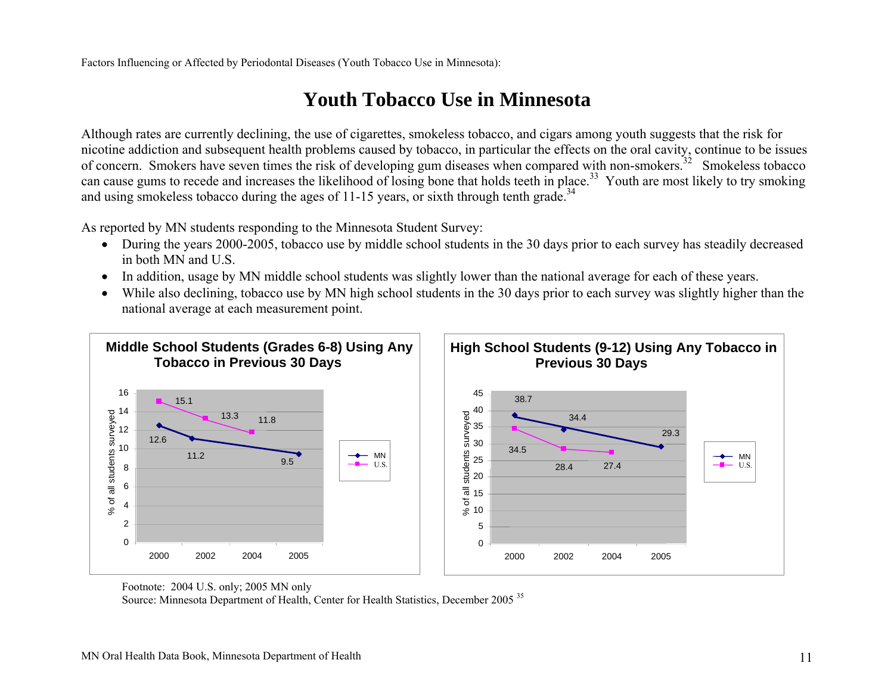Factors Influencing or Affected by Periodontal Diseases (Youth Tobacco Use in Minnesota):

# Youth Tobacco Use in Minnesota

Although rates are currently declining, the use of cigarettes, smokeless tobacco, and cigars among youth suggests that the risk for nicotine addiction and subsequent health problems caused by tobacco, in particular the effects on the oral cavity, continue to be issues of concern. Smokers have seven times the risk of developing gum diseases when compared with non-smokers.[32] Smokeless tobacco can cause gums to recede and increases the likelihood of losing bone that holds teeth in place.[33] Youth are most likely to try smoking and using smokeless tobacco during the ages of 11-15 years, or sixth through tenth grade.[34]

As reported by MN students responding to the Minnesota Student Survey:

- During the years 2000-2005, tobacco use by middle school students in the 30 days prior to each survey has steadily decreased in both MN and U.S.
- In addition, usage by MN middle school students was slightly lower than the national average for each of these years.
- While also declining, tobacco use by MN high school students in the 30 days prior to each survey was slightly higher than the national average at each measurement point.

**Middle School Students (Grades 6-8) Using Any Tobacco in Previous 30 Days**

| Year | MN (% of all students surveyed) | U.S. (% of all students surveyed) |
|---|---|---|
| 2000 | 12.6 | 15.1 |
| 2002 | 11.2 | 13.3 |
| 2004 | | 11.8 |
| 2005 | 9.5 | |

**High School Students (9-12) Using Any Tobacco in Previous 30 Days**

| Year | MN (% of all students surveyed) | U.S. (% of all students surveyed) |
|---|---|---|
| 2000 | 38.7 | 34.5 |
| 2002 | 34.4 | 28.4 |
| 2004 | | 27.4 |
| 2005 | 29.3 | |

Footnote: 2004 U.S. only; 2005 MN only

Source: Minnesota Department of Health, Center for Health Statistics, December 2005 [35]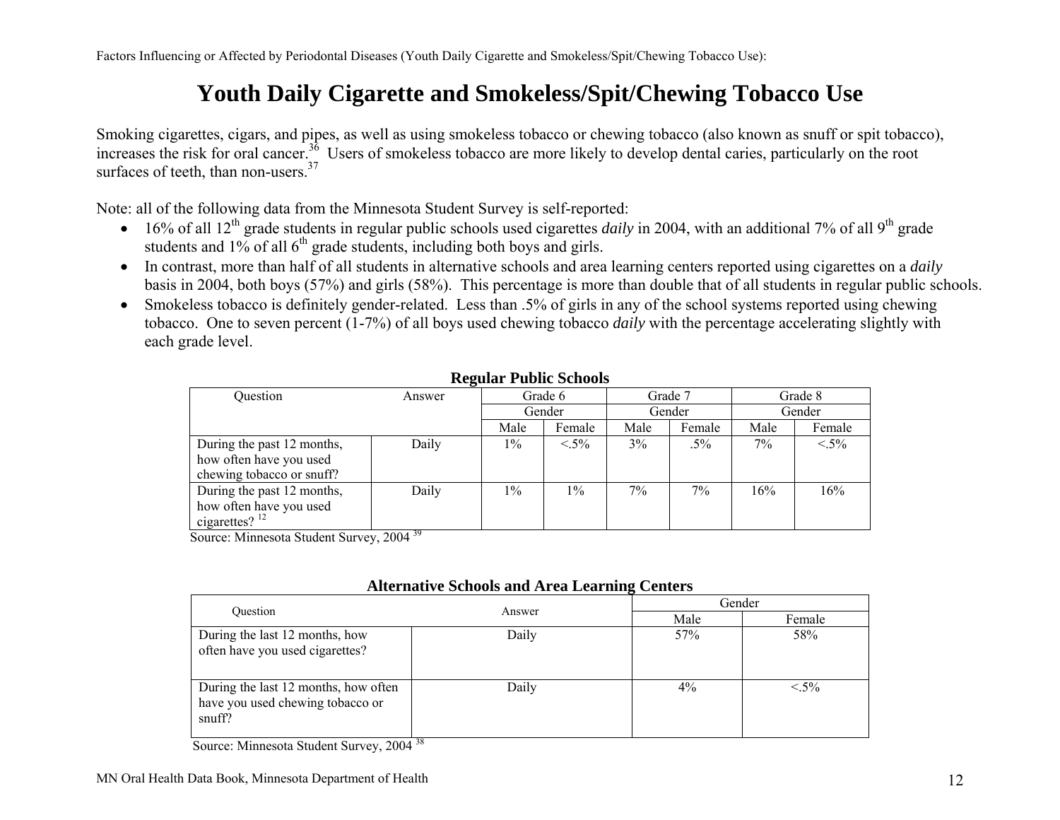# Youth Daily Cigarette and Smokeless/Spit/Chewing Tobacco Use

Smoking cigarettes, cigars, and pipes, as well as using smokeless tobacco or chewing tobacco (also known as snuff or spit tobacco), increases the risk for oral cancer.[36] Users of smokeless tobacco are more likely to develop dental caries, particularly on the root surfaces of teeth, than non-users.[37]

Note: all of the following data from the Minnesota Student Survey is self-reported:

- 16% of all 12th grade students in regular public schools used cigarettes *daily* in 2004, with an additional 7% of all 9th grade students and 1% of all 6th grade students, including both boys and girls.
- In contrast, more than half of all students in alternative schools and area learning centers reported using cigarettes on a *daily* basis in 2004, both boys (57%) and girls (58%). This percentage is more than double that of all students in regular public schools.
- Smokeless tobacco is definitely gender-related. Less than .5% of girls in any of the school systems reported using chewing tobacco. One to seven percent (1-7%) of all boys used chewing tobacco *daily* with the percentage accelerating slightly with each grade level.

**Regular Public Schools**

| Question | Answer | Grade 6 | | Grade 7 | | Grade 8 | |
|---|---|---|---|---|---|---|---|
| | | Gender | | Gender | | Gender | |
| | | Male | Female | Male | Female | Male | Female |
| During the past 12 months, how often have you used chewing tobacco or snuff? | Daily | 1% | <.5% | 3% | .5% | 7% | <.5% |
| During the past 12 months, how often have you used cigarettes?[12] | Daily | 1% | 1% | 7% | 7% | 16% | 16% |

Source: Minnesota Student Survey, 2004[39]

**Alternative Schools and Area Learning Centers**

| Question | Answer | Gender | |
|---|---|---|---|
| | | Male | Female |
| During the last 12 months, how often have you used cigarettes? | Daily | 57% | 58% |
| During the last 12 months, how often have you used chewing tobacco or snuff? | Daily | 4% | <.5% |

Source: Minnesota Student Survey, 2004[38]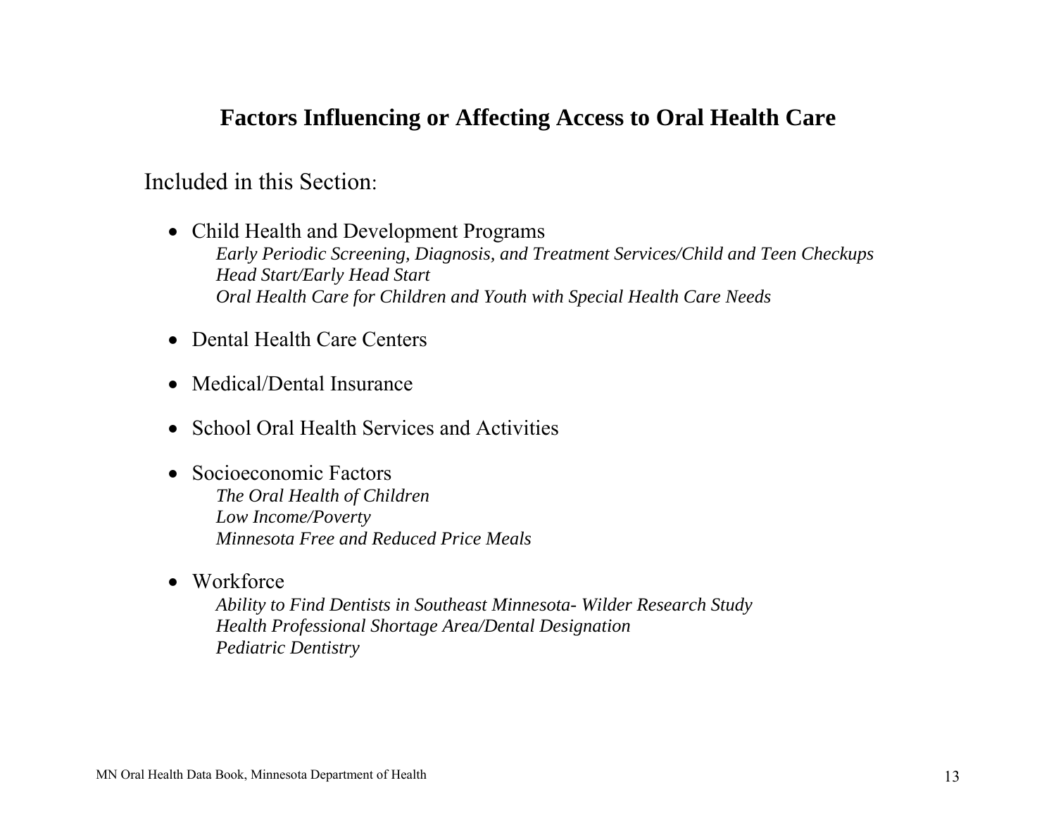# Factors Influencing or Affecting Access to Oral Health Care

Included in this Section:

- Child Health and Development Programs
  - *Early Periodic Screening, Diagnosis, and Treatment Services/Child and Teen Checkups*
  - *Head Start/Early Head Start*
  - *Oral Health Care for Children and Youth with Special Health Care Needs*

- Dental Health Care Centers

- Medical/Dental Insurance

- School Oral Health Services and Activities

- Socioeconomic Factors
  - *The Oral Health of Children*
  - *Low Income/Poverty*
  - *Minnesota Free and Reduced Price Meals*

- Workforce
  - *Ability to Find Dentists in Southeast Minnesota- Wilder Research Study*
  - *Health Professional Shortage Area/Dental Designation*
  - *Pediatric Dentistry*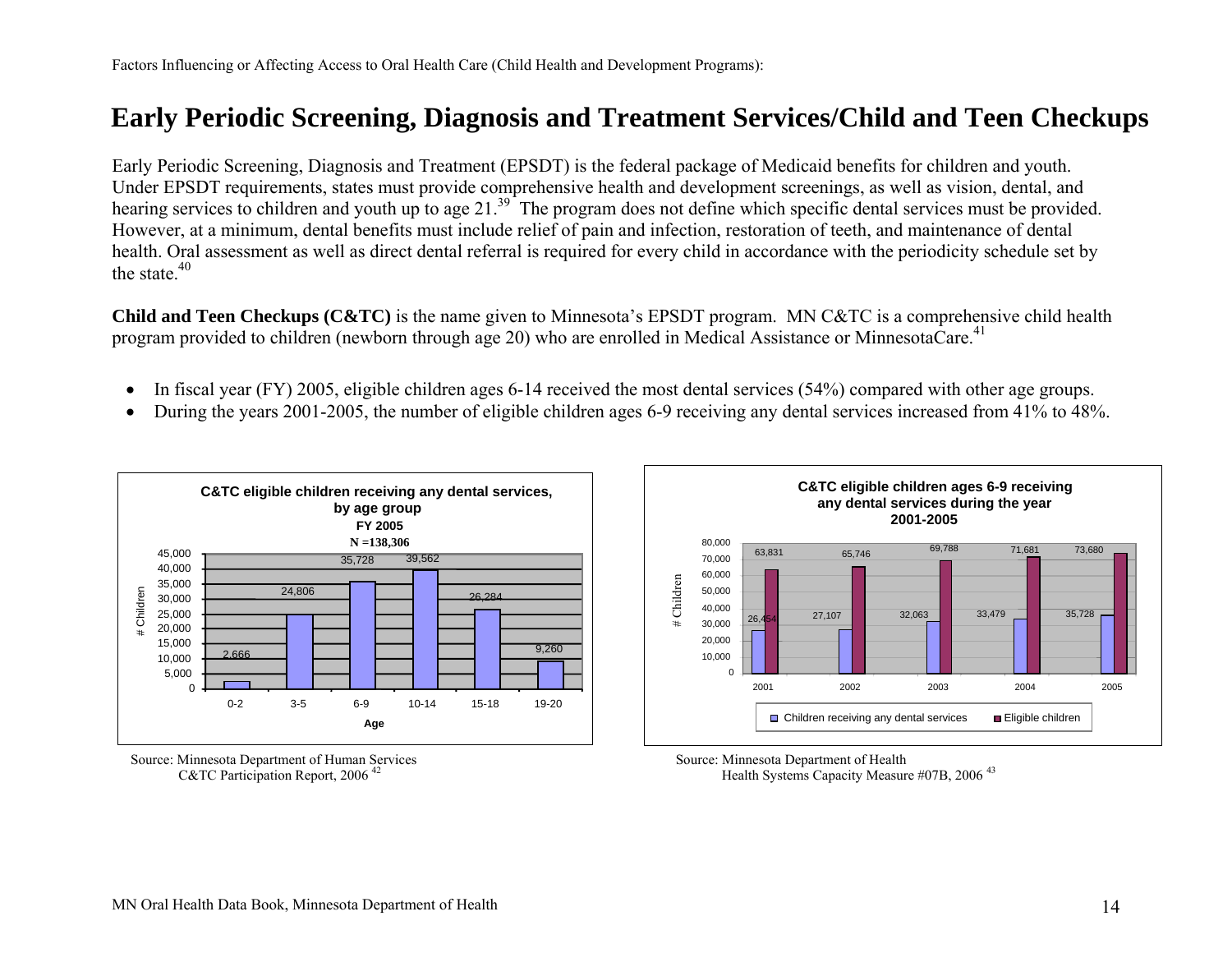# Early Periodic Screening, Diagnosis and Treatment Services/Child and Teen Checkups

Early Periodic Screening, Diagnosis and Treatment (EPSDT) is the federal package of Medicaid benefits for children and youth. Under EPSDT requirements, states must provide comprehensive health and development screenings, as well as vision, dental, and hearing services to children and youth up to age 21.[39] The program does not define which specific dental services must be provided. However, at a minimum, dental benefits must include relief of pain and infection, restoration of teeth, and maintenance of dental health. Oral assessment as well as direct dental referral is required for every child in accordance with the periodicity schedule set by the state.[40]

**Child and Teen Checkups (C&TC)** is the name given to Minnesota's EPSDT program. MN C&TC is a comprehensive child health program provided to children (newborn through age 20) who are enrolled in Medical Assistance or MinnesotaCare.[41]

- In fiscal year (FY) 2005, eligible children ages 6-14 received the most dental services (54%) compared with other age groups.
- During the years 2001-2005, the number of eligible children ages 6-9 receiving any dental services increased from 41% to 48%.

**C&TC eligible children receiving any dental services, by age group FY 2005 N =138,306**

| Age | # Children |
|---|---|
| 0-2 | 2,666 |
| 3-5 | 24,806 |
| 6-9 | 35,728 |
| 10-14 | 39,562 |
| 15-18 | 26,284 |
| 19-20 | 9,260 |

Source: Minnesota Department of Human Services C&TC Participation Report, 2006 [42]

**C&TC eligible children ages 6-9 receiving any dental services during the year 2001-2005**

| Year | Children receiving any dental services | Eligible children |
|---|---|---|
| 2001 | 26,454 | 63,831 |
| 2002 | 27,107 | 65,746 |
| 2003 | 32,063 | 69,788 |
| 2004 | 33,479 | 71,681 |
| 2005 | 35,728 | 73,680 |

Source: Minnesota Department of Health Health Systems Capacity Measure #07B, 2006 [43]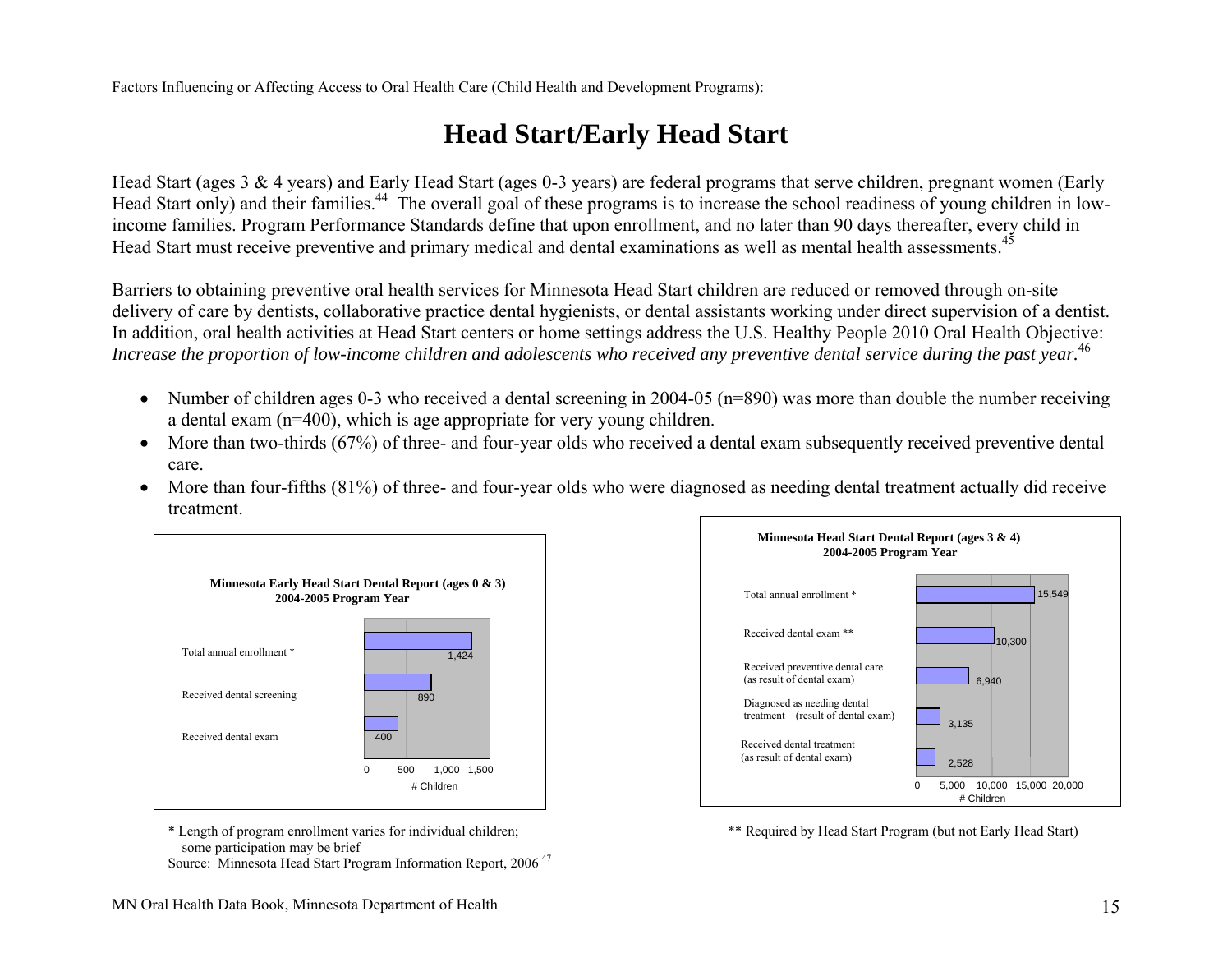Factors Influencing or Affecting Access to Oral Health Care (Child Health and Development Programs):

# Head Start/Early Head Start

Head Start (ages 3 & 4 years) and Early Head Start (ages 0-3 years) are federal programs that serve children, pregnant women (Early Head Start only) and their families.[44] The overall goal of these programs is to increase the school readiness of young children in low-income families. Program Performance Standards define that upon enrollment, and no later than 90 days thereafter, every child in Head Start must receive preventive and primary medical and dental examinations as well as mental health assessments.[45]

Barriers to obtaining preventive oral health services for Minnesota Head Start children are reduced or removed through on-site delivery of care by dentists, collaborative practice dental hygienists, or dental assistants working under direct supervision of a dentist. In addition, oral health activities at Head Start centers or home settings address the U.S. Healthy People 2010 Oral Health Objective: *Increase the proportion of low-income children and adolescents who received any preventive dental service during the past year.*[46]

- Number of children ages 0-3 who received a dental screening in 2004-05 (n=890) was more than double the number receiving a dental exam (n=400), which is age appropriate for very young children.
- More than two-thirds (67%) of three- and four-year olds who received a dental exam subsequently received preventive dental care.
- More than four-fifths (81%) of three- and four-year olds who were diagnosed as needing dental treatment actually did receive treatment.

**Minnesota Early Head Start Dental Report (ages 0 & 3)**
**2004-2005 Program Year**

| | # Children |
|---|---|
| Total annual enrollment * | 1,424 |
| Received dental screening | 890 |
| Received dental exam | 400 |

**Minnesota Head Start Dental Report (ages 3 & 4)**
**2004-2005 Program Year**

| | # Children |
|---|---|
| Total annual enrollment * | 15,549 |
| Received dental exam ** | 10,300 |
| Received preventive dental care (as result of dental exam) | 6,940 |
| Diagnosed as needing dental treatment (result of dental exam) | 3,135 |
| Received dental treatment (as result of dental exam) | 2,528 |

\* Length of program enrollment varies for individual children; some participation may be brief

\*\* Required by Head Start Program (but not Early Head Start)

Source: Minnesota Head Start Program Information Report, 2006 [47]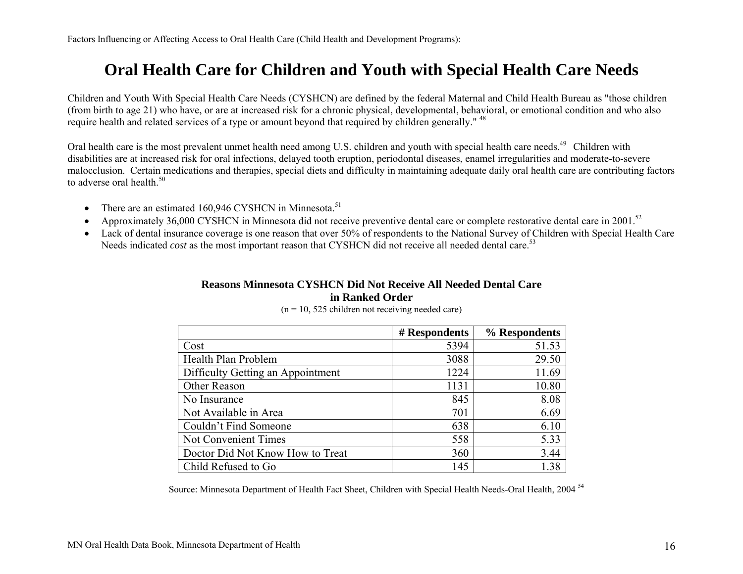Factors Influencing or Affecting Access to Oral Health Care (Child Health and Development Programs):

# Oral Health Care for Children and Youth with Special Health Care Needs

Children and Youth With Special Health Care Needs (CYSHCN) are defined by the federal Maternal and Child Health Bureau as "those children (from birth to age 21) who have, or are at increased risk for a chronic physical, developmental, behavioral, or emotional condition and who also require health and related services of a type or amount beyond that required by children generally." [48]

Oral health care is the most prevalent unmet health need among U.S. children and youth with special health care needs.[49] Children with disabilities are at increased risk for oral infections, delayed tooth eruption, periodontal diseases, enamel irregularities and moderate-to-severe malocclusion. Certain medications and therapies, special diets and difficulty in maintaining adequate daily oral health care are contributing factors to adverse oral health.[50]

- There are an estimated 160,946 CYSHCN in Minnesota.[51]
- Approximately 36,000 CYSHCN in Minnesota did not receive preventive dental care or complete restorative dental care in 2001.[52]
- Lack of dental insurance coverage is one reason that over 50% of respondents to the National Survey of Children with Special Health Care Needs indicated *cost* as the most important reason that CYSHCN did not receive all needed dental care.[53]

**Reasons Minnesota CYSHCN Did Not Receive All Needed Dental Care in Ranked Order**

(n = 10, 525 children not receiving needed care)

| | # Respondents | % Respondents |
|---|---|---|
| Cost | 5394 | 51.53 |
| Health Plan Problem | 3088 | 29.50 |
| Difficulty Getting an Appointment | 1224 | 11.69 |
| Other Reason | 1131 | 10.80 |
| No Insurance | 845 | 8.08 |
| Not Available in Area | 701 | 6.69 |
| Couldn't Find Someone | 638 | 6.10 |
| Not Convenient Times | 558 | 5.33 |
| Doctor Did Not Know How to Treat | 360 | 3.44 |
| Child Refused to Go | 145 | 1.38 |

Source: Minnesota Department of Health Fact Sheet, Children with Special Health Needs-Oral Health, 2004 [54]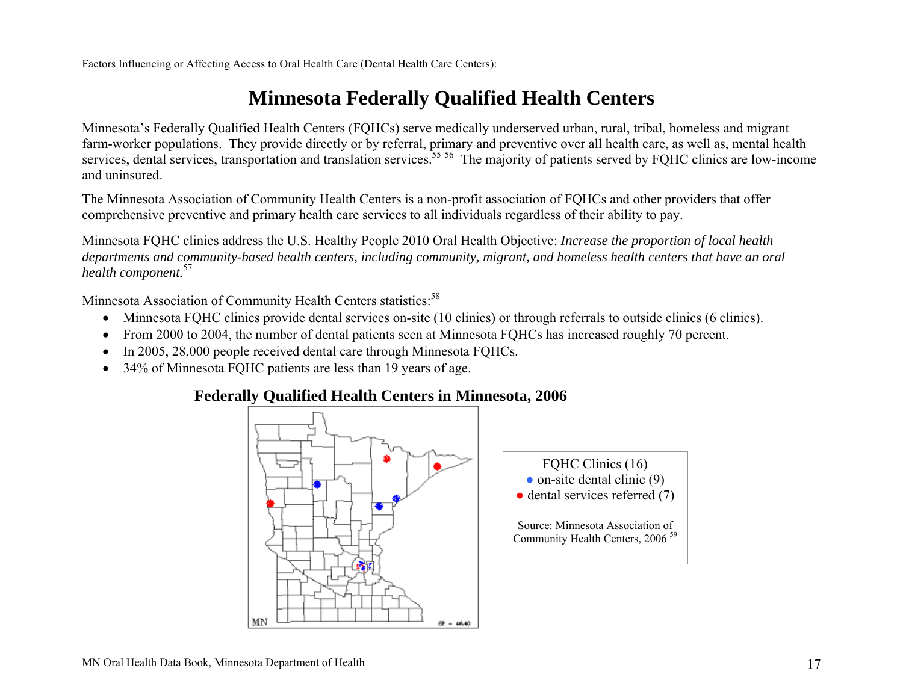Factors Influencing or Affecting Access to Oral Health Care (Dental Health Care Centers):

# Minnesota Federally Qualified Health Centers

Minnesota's Federally Qualified Health Centers (FQHCs) serve medically underserved urban, rural, tribal, homeless and migrant farm-worker populations. They provide directly or by referral, primary and preventive over all health care, as well as, mental health services, dental services, transportation and translation services.[55 56] The majority of patients served by FQHC clinics are low-income and uninsured.

The Minnesota Association of Community Health Centers is a non-profit association of FQHCs and other providers that offer comprehensive preventive and primary health care services to all individuals regardless of their ability to pay.

Minnesota FQHC clinics address the U.S. Healthy People 2010 Oral Health Objective: *Increase the proportion of local health departments and community-based health centers, including community, migrant, and homeless health centers that have an oral health component.*[57]

Minnesota Association of Community Health Centers statistics:[58]

- Minnesota FQHC clinics provide dental services on-site (10 clinics) or through referrals to outside clinics (6 clinics).
- From 2000 to 2004, the number of dental patients seen at Minnesota FQHCs has increased roughly 70 percent.
- In 2005, 28,000 people received dental care through Minnesota FQHCs.
- 34% of Minnesota FQHC patients are less than 19 years of age.

**Federally Qualified Health Centers in Minnesota, 2006**

FQHC Clinics (16)
- on-site dental clinic (9)
- dental services referred (7)

Source: Minnesota Association of Community Health Centers, 2006 [59]

MN Oral Health Data Book, Minnesota Department of Health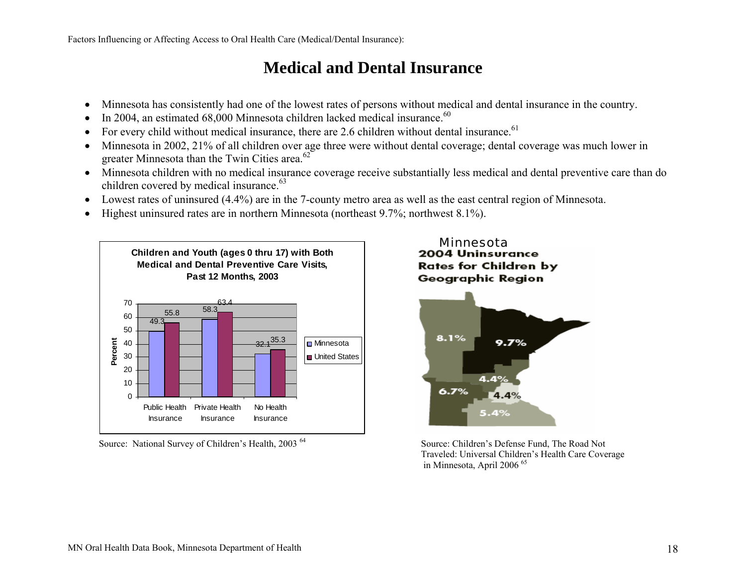Factors Influencing or Affecting Access to Oral Health Care (Medical/Dental Insurance):

# Medical and Dental Insurance

- Minnesota has consistently had one of the lowest rates of persons without medical and dental insurance in the country.
- In 2004, an estimated 68,000 Minnesota children lacked medical insurance.[60]
- For every child without medical insurance, there are 2.6 children without dental insurance.[61]
- Minnesota in 2002, 21% of all children over age three were without dental coverage; dental coverage was much lower in greater Minnesota than the Twin Cities area.[62]
- Minnesota children with no medical insurance coverage receive substantially less medical and dental preventive care than do children covered by medical insurance.[63]
- Lowest rates of uninsured (4.4%) are in the 7-county metro area as well as the east central region of Minnesota.
- Highest uninsured rates are in northern Minnesota (northeast 9.7%; northwest 8.1%).

**Children and Youth (ages 0 thru 17) with Both Medical and Dental Preventive Care Visits, Past 12 Months, 2003**

| Percent | Minnesota | United States |
|---|---|---|
| Public Health Insurance | 49.3 | 55.8 |
| Private Health Insurance | 58.3 | 63.4 |
| No Health Insurance | 32.1 | 35.3 |

Source: National Survey of Children's Health, 2003 [64]

**Minnesota 2004 Uninsurance Rates for Children by Geographic Region**

8.1% · 9.7% · 4.4% · 6.7% · 4.4% · 5.4%

Source: Children's Defense Fund, The Road Not Traveled: Universal Children's Health Care Coverage in Minnesota, April 2006 [65]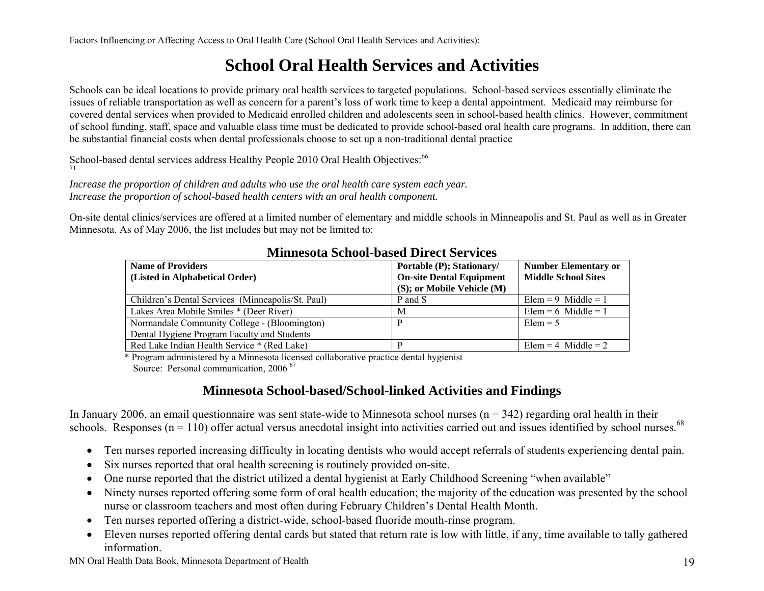Factors Influencing or Affecting Access to Oral Health Care (School Oral Health Services and Activities):

# School Oral Health Services and Activities

Schools can be ideal locations to provide primary oral health services to targeted populations. School-based services essentially eliminate the issues of reliable transportation as well as concern for a parent's loss of work time to keep a dental appointment. Medicaid may reimburse for covered dental services when provided to Medicaid enrolled children and adolescents seen in school-based health clinics. However, commitment of school funding, staff, space and valuable class time must be dedicated to provide school-based oral health care programs. In addition, there can be substantial financial costs when dental professionals choose to set up a non-traditional dental practice

School-based dental services address Healthy People 2010 Oral Health Objectives:[66] [71]

*Increase the proportion of children and adults who use the oral health care system each year.*
*Increase the proportion of school-based health centers with an oral health component.*

On-site dental clinics/services are offered at a limited number of elementary and middle schools in Minneapolis and St. Paul as well as in Greater Minnesota. As of May 2006, the list includes but may not be limited to:

## Minnesota School-based Direct Services

| Name of Providers (Listed in Alphabetical Order) | Portable (P); Stationary/ On-site Dental Equipment (S); or Mobile Vehicle (M) | Number Elementary or Middle School Sites |
|---|---|---|
| Children's Dental Services (Minneapolis/St. Paul) | P and S | Elem = 9 Middle = 1 |
| Lakes Area Mobile Smiles * (Deer River) | M | Elem = 6 Middle = 1 |
| Normandale Community College - (Bloomington) Dental Hygiene Program Faculty and Students | P | Elem = 5 |
| Red Lake Indian Health Service * (Red Lake) | P | Elem = 4 Middle = 2 |

\* Program administered by a Minnesota licensed collaborative practice dental hygienist
Source: Personal communication, 2006 [67]

## Minnesota School-based/School-linked Activities and Findings

In January 2006, an email questionnaire was sent state-wide to Minnesota school nurses (n = 342) regarding oral health in their schools. Responses (n = 110) offer actual versus anecdotal insight into activities carried out and issues identified by school nurses.[68]

- Ten nurses reported increasing difficulty in locating dentists who would accept referrals of students experiencing dental pain.
- Six nurses reported that oral health screening is routinely provided on-site.
- One nurse reported that the district utilized a dental hygienist at Early Childhood Screening "when available"
- Ninety nurses reported offering some form of oral health education; the majority of the education was presented by the school nurse or classroom teachers and most often during February Children's Dental Health Month.
- Ten nurses reported offering a district-wide, school-based fluoride mouth-rinse program.
- Eleven nurses reported offering dental cards but stated that return rate is low with little, if any, time available to tally gathered information.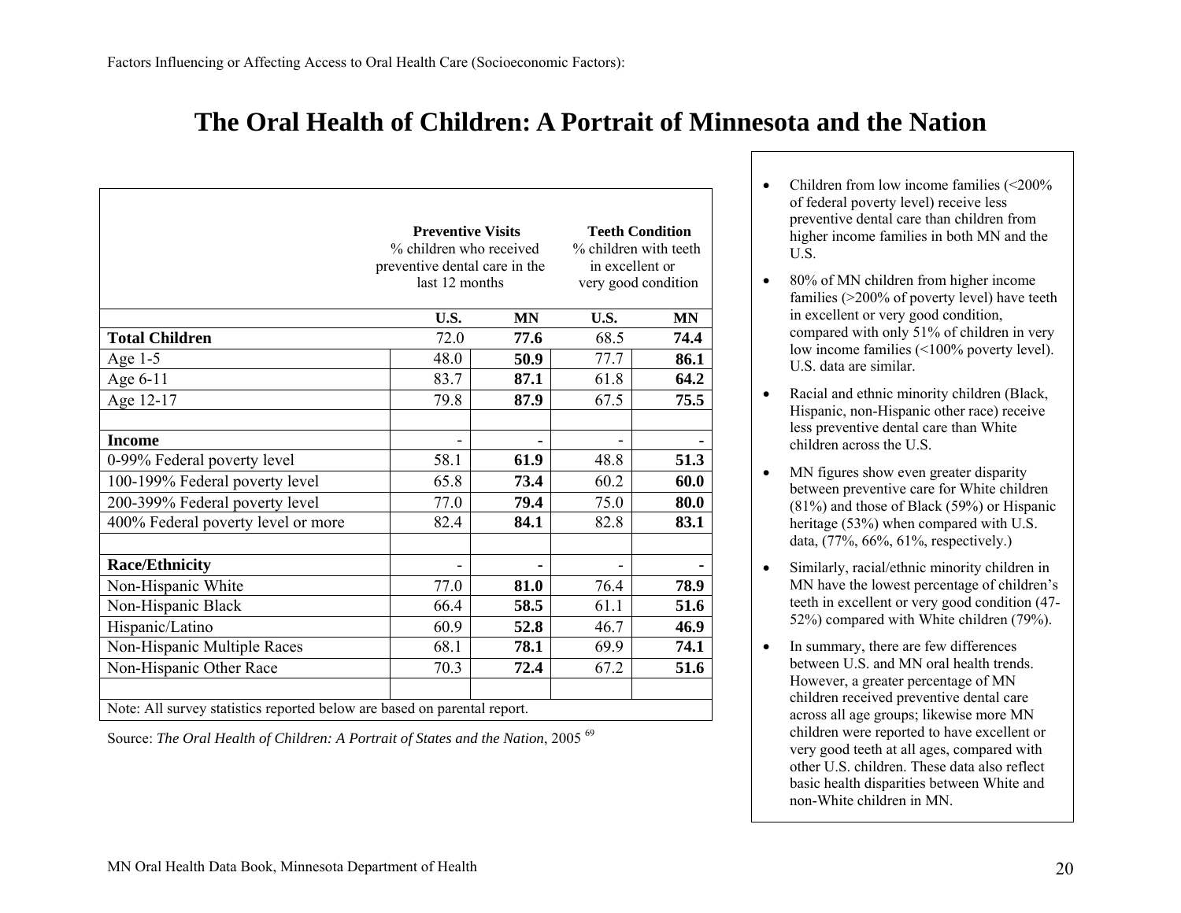Factors Influencing or Affecting Access to Oral Health Care (Socioeconomic Factors):

# The Oral Health of Children: A Portrait of Minnesota and the Nation

| | **Preventive Visits** % children who received preventive dental care in the last 12 months | | **Teeth Condition** % children with teeth in excellent or very good condition | |
|---|---|---|---|---|
| | **U.S.** | **MN** | **U.S.** | **MN** |
| **Total Children** | 72.0 | **77.6** | 68.5 | **74.4** |
| Age 1-5 | 48.0 | **50.9** | 77.7 | **86.1** |
| Age 6-11 | 83.7 | **87.1** | 61.8 | **64.2** |
| Age 12-17 | 79.8 | **87.9** | 67.5 | **75.5** |
| | | | | |
| **Income** | - | **-** | - | **-** |
| 0-99% Federal poverty level | 58.1 | **61.9** | 48.8 | **51.3** |
| 100-199% Federal poverty level | 65.8 | **73.4** | 60.2 | **60.0** |
| 200-399% Federal poverty level | 77.0 | **79.4** | 75.0 | **80.0** |
| 400% Federal poverty level or more | 82.4 | **84.1** | 82.8 | **83.1** |
| | | | | |
| **Race/Ethnicity** | - | **-** | - | **-** |
| Non-Hispanic White | 77.0 | **81.0** | 76.4 | **78.9** |
| Non-Hispanic Black | 66.4 | **58.5** | 61.1 | **51.6** |
| Hispanic/Latino | 60.9 | **52.8** | 46.7 | **46.9** |
| Non-Hispanic Multiple Races | 68.1 | **78.1** | 69.9 | **74.1** |
| Non-Hispanic Other Race | 70.3 | **72.4** | 67.2 | **51.6** |
| | | | | |
| Note: All survey statistics reported below are based on parental report. | | | | |

Source: *The Oral Health of Children: A Portrait of States and the Nation*, 2005 [69]

- Children from low income families (<200% of federal poverty level) receive less preventive dental care than children from higher income families in both MN and the U.S.
- 80% of MN children from higher income families (>200% of poverty level) have teeth in excellent or very good condition, compared with only 51% of children in very low income families (<100% poverty level). U.S. data are similar.
- Racial and ethnic minority children (Black, Hispanic, non-Hispanic other race) receive less preventive dental care than White children across the U.S.
- MN figures show even greater disparity between preventive care for White children (81%) and those of Black (59%) or Hispanic heritage (53%) when compared with U.S. data, (77%, 66%, 61%, respectively.)
- Similarly, racial/ethnic minority children in MN have the lowest percentage of children's teeth in excellent or very good condition (47-52%) compared with White children (79%).
- In summary, there are few differences between U.S. and MN oral health trends. However, a greater percentage of MN children received preventive dental care across all age groups; likewise more MN children were reported to have excellent or very good teeth at all ages, compared with other U.S. children. These data also reflect basic health disparities between White and non-White children in MN.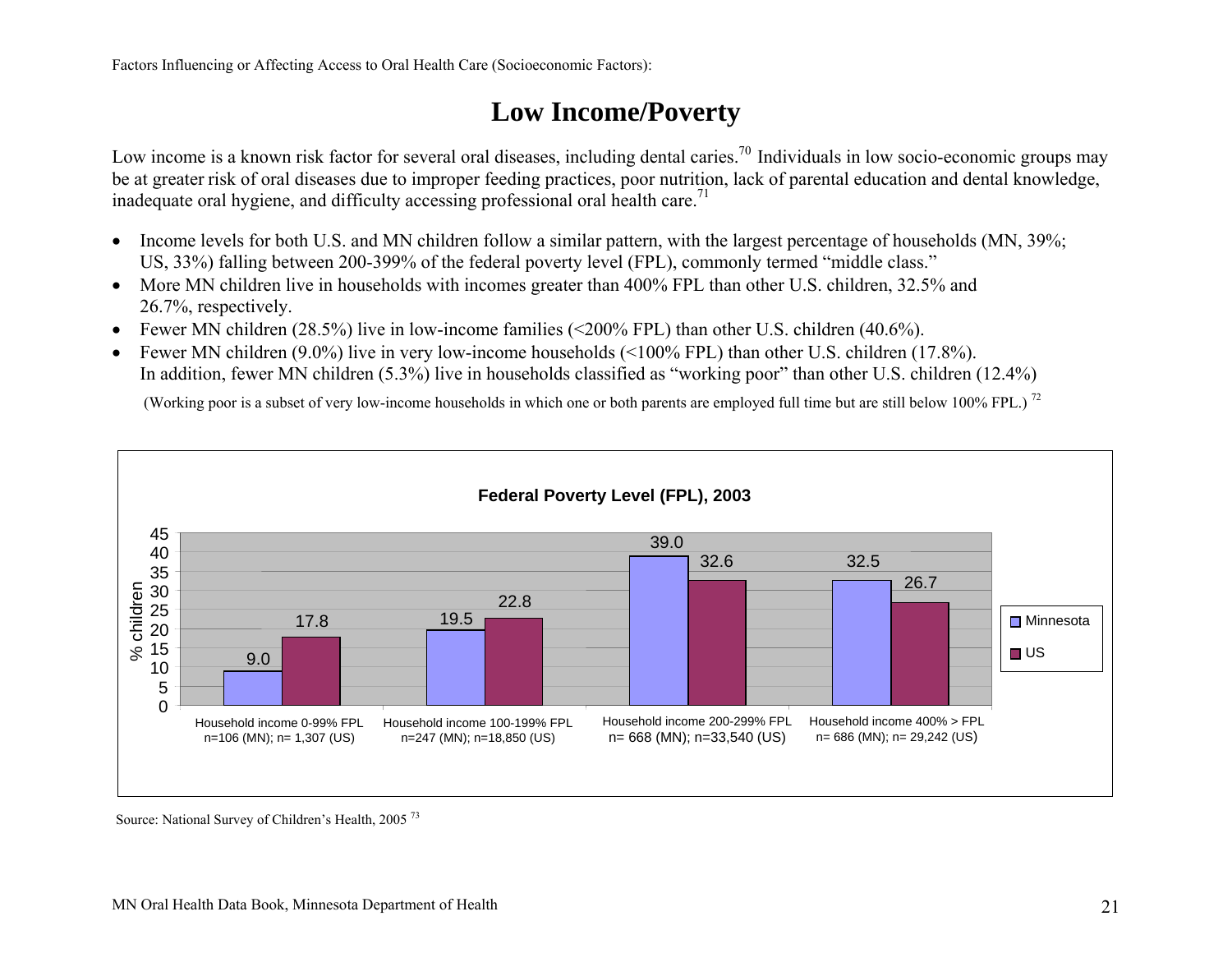Factors Influencing or Affecting Access to Oral Health Care (Socioeconomic Factors):

# Low Income/Poverty

Low income is a known risk factor for several oral diseases, including dental caries.[70] Individuals in low socio-economic groups may be at greater risk of oral diseases due to improper feeding practices, poor nutrition, lack of parental education and dental knowledge, inadequate oral hygiene, and difficulty accessing professional oral health care.[71]

- Income levels for both U.S. and MN children follow a similar pattern, with the largest percentage of households (MN, 39%; US, 33%) falling between 200-399% of the federal poverty level (FPL), commonly termed "middle class."
- More MN children live in households with incomes greater than 400% FPL than other U.S. children, 32.5% and 26.7%, respectively.
- Fewer MN children (28.5%) live in low-income families (<200% FPL) than other U.S. children (40.6%).
- Fewer MN children (9.0%) live in very low-income households (<100% FPL) than other U.S. children (17.8%). In addition, fewer MN children (5.3%) live in households classified as "working poor" than other U.S. children (12.4%)

(Working poor is a subset of very low-income households in which one or both parents are employed full time but are still below 100% FPL.)[72]

**Federal Poverty Level (FPL), 2003**

| % children | Minnesota | US |
|---|---|---|
| Household income 0-99% FPL n=106 (MN); n= 1,307 (US) | 9.0 | 17.8 |
| Household income 100-199% FPL n=247 (MN); n=18,850 (US) | 19.5 | 22.8 |
| Household income 200-299% FPL n= 668 (MN); n=33,540 (US) | 39.0 | 32.6 |
| Household income 400% > FPL n= 686 (MN); n= 29,242 (US) | 32.5 | 26.7 |

Source: National Survey of Children's Health, 2005 [73]

MN Oral Health Data Book, Minnesota Department of Health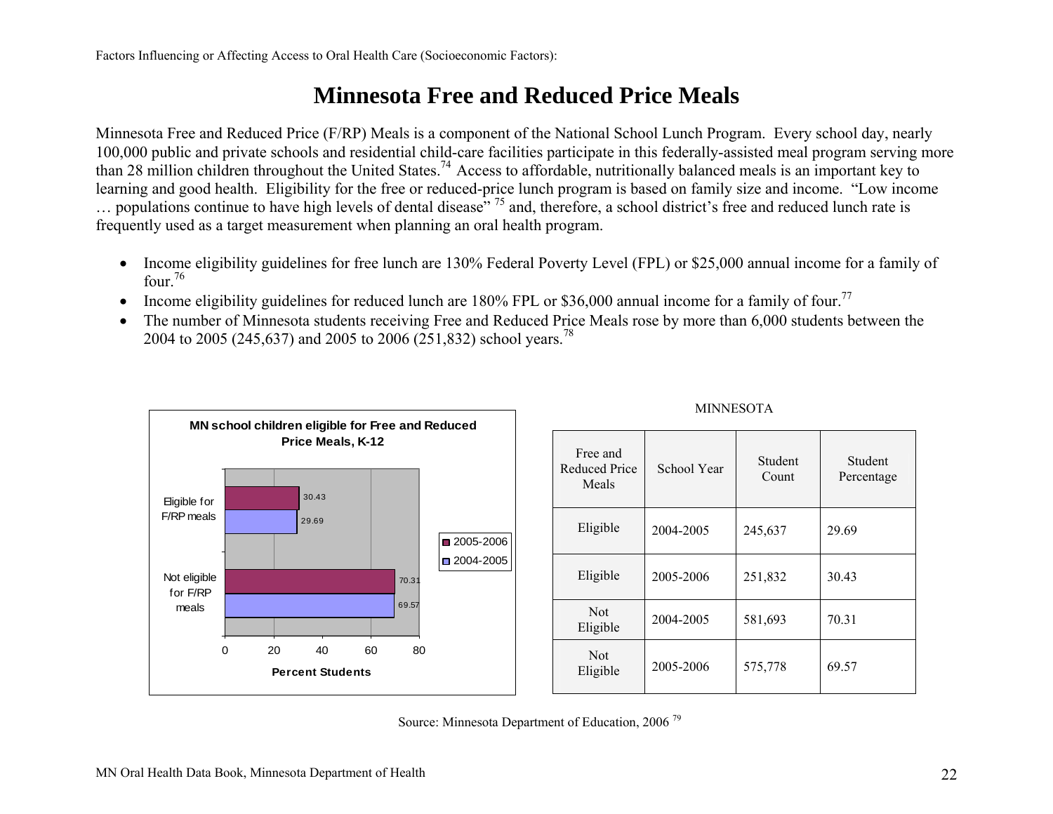Factors Influencing or Affecting Access to Oral Health Care (Socioeconomic Factors):

# Minnesota Free and Reduced Price Meals

Minnesota Free and Reduced Price (F/RP) Meals is a component of the National School Lunch Program. Every school day, nearly 100,000 public and private schools and residential child-care facilities participate in this federally-assisted meal program serving more than 28 million children throughout the United States.[74] Access to affordable, nutritionally balanced meals is an important key to learning and good health. Eligibility for the free or reduced-price lunch program is based on family size and income. "Low income … populations continue to have high levels of dental disease" [75] and, therefore, a school district's free and reduced lunch rate is frequently used as a target measurement when planning an oral health program.

- Income eligibility guidelines for free lunch are 130% Federal Poverty Level (FPL) or $25,000 annual income for a family of four.[76]
- Income eligibility guidelines for reduced lunch are 180% FPL or $36,000 annual income for a family of four.[77]
- The number of Minnesota students receiving Free and Reduced Price Meals rose by more than 6,000 students between the 2004 to 2005 (245,637) and 2005 to 2006 (251,832) school years.[78]

**MN school children eligible for Free and Reduced Price Meals, K-12**

| | 2005-2006 | 2004-2005 |
|---|---|---|
| Eligible for F/RP meals | 30.43 | 29.69 |
| Not eligible for F/RP meals | 70.31 | 69.57 |

Percent Students

MINNESOTA

| Free and Reduced Price Meals | School Year | Student Count | Student Percentage |
|---|---|---|---|
| Eligible | 2004-2005 | 245,637 | 29.69 |
| Eligible | 2005-2006 | 251,832 | 30.43 |
| Not Eligible | 2004-2005 | 581,693 | 70.31 |
| Not Eligible | 2005-2006 | 575,778 | 69.57 |

Source: Minnesota Department of Education, 2006 [79]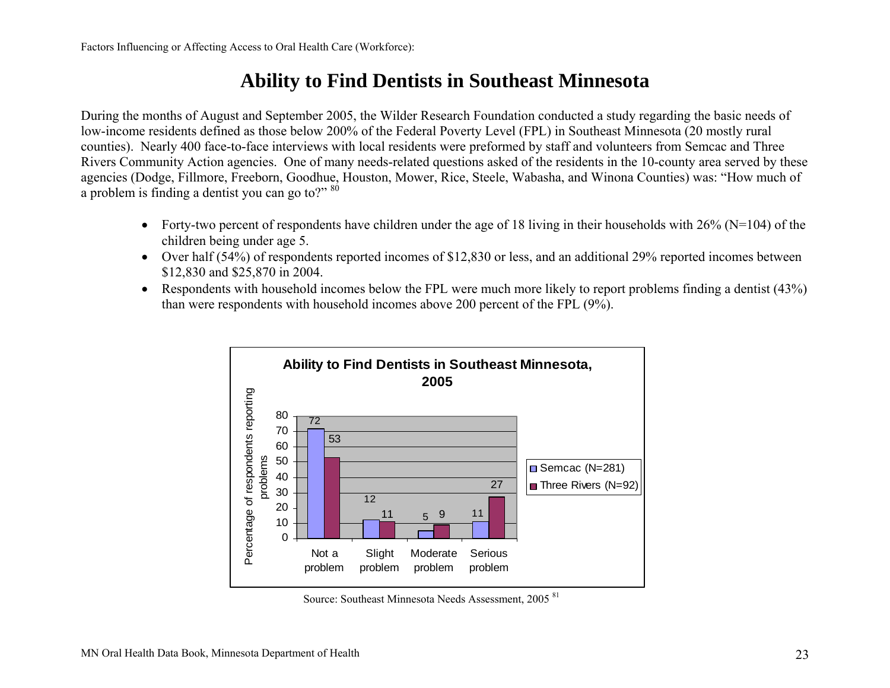Factors Influencing or Affecting Access to Oral Health Care (Workforce):

# Ability to Find Dentists in Southeast Minnesota

During the months of August and September 2005, the Wilder Research Foundation conducted a study regarding the basic needs of low-income residents defined as those below 200% of the Federal Poverty Level (FPL) in Southeast Minnesota (20 mostly rural counties). Nearly 400 face-to-face interviews with local residents were preformed by staff and volunteers from Semcac and Three Rivers Community Action agencies. One of many needs-related questions asked of the residents in the 10-county area served by these agencies (Dodge, Fillmore, Freeborn, Goodhue, Houston, Mower, Rice, Steele, Wabasha, and Winona Counties) was: "How much of a problem is finding a dentist you can go to?" [80]

- Forty-two percent of respondents have children under the age of 18 living in their households with 26% (N=104) of the children being under age 5.
- Over half (54%) of respondents reported incomes of $12,830 or less, and an additional 29% reported incomes between $12,830 and $25,870 in 2004.
- Respondents with household incomes below the FPL were much more likely to report problems finding a dentist (43%) than were respondents with household incomes above 200 percent of the FPL (9%).

**Ability to Find Dentists in Southeast Minnesota, 2005**

Percentage of respondents reporting problems

| | Semcac (N=281) | Three Rivers (N=92) |
|---|---|---|
| Not a problem | 72 | 53 |
| Slight problem | 12 | 11 |
| Moderate problem | 5 | 9 |
| Serious problem | 11 | 27 |

Source: Southeast Minnesota Needs Assessment, 2005 [81]

MN Oral Health Data Book, Minnesota Department of Health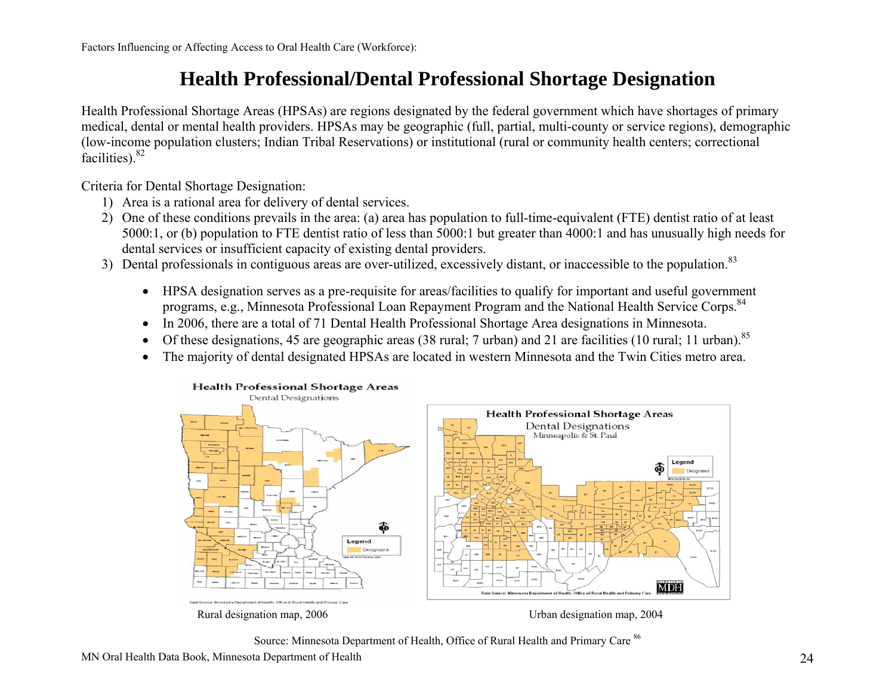Factors Influencing or Affecting Access to Oral Health Care (Workforce):

# Health Professional/Dental Professional Shortage Designation

Health Professional Shortage Areas (HPSAs) are regions designated by the federal government which have shortages of primary medical, dental or mental health providers. HPSAs may be geographic (full, partial, multi-county or service regions), demographic (low-income population clusters; Indian Tribal Reservations) or institutional (rural or community health centers; correctional facilities).[82]

Criteria for Dental Shortage Designation:

1) Area is a rational area for delivery of dental services.
2) One of these conditions prevails in the area: (a) area has population to full-time-equivalent (FTE) dentist ratio of at least 5000:1, or (b) population to FTE dentist ratio of less than 5000:1 but greater than 4000:1 and has unusually high needs for dental services or insufficient capacity of existing dental providers.
3) Dental professionals in contiguous areas are over-utilized, excessively distant, or inaccessible to the population.[83]

- HPSA designation serves as a pre-requisite for areas/facilities to qualify for important and useful government programs, e.g., Minnesota Professional Loan Repayment Program and the National Health Service Corps.[84]
- In 2006, there are a total of 71 Dental Health Professional Shortage Area designations in Minnesota.
- Of these designations, 45 are geographic areas (38 rural; 7 urban) and 21 are facilities (10 rural; 11 urban).[85]
- The majority of dental designated HPSAs are located in western Minnesota and the Twin Cities metro area.

Rural designation map, 2006

Urban designation map, 2004

Source: Minnesota Department of Health, Office of Rural Health and Primary Care [86]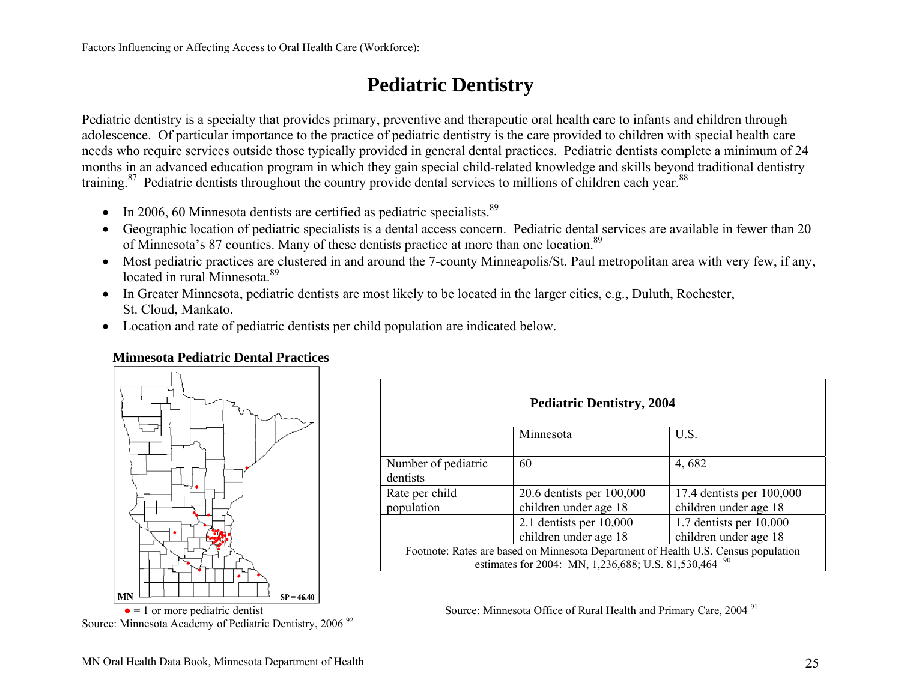Factors Influencing or Affecting Access to Oral Health Care (Workforce):

# Pediatric Dentistry

Pediatric dentistry is a specialty that provides primary, preventive and therapeutic oral health care to infants and children through adolescence. Of particular importance to the practice of pediatric dentistry is the care provided to children with special health care needs who require services outside those typically provided in general dental practices. Pediatric dentists complete a minimum of 24 months in an advanced education program in which they gain special child-related knowledge and skills beyond traditional dentistry training.[87] Pediatric dentists throughout the country provide dental services to millions of children each year.[88]

- In 2006, 60 Minnesota dentists are certified as pediatric specialists.[89]
- Geographic location of pediatric specialists is a dental access concern. Pediatric dental services are available in fewer than 20 of Minnesota's 87 counties. Many of these dentists practice at more than one location.[89]
- Most pediatric practices are clustered in and around the 7-county Minneapolis/St. Paul metropolitan area with very few, if any, located in rural Minnesota.[89]
- In Greater Minnesota, pediatric dentists are most likely to be located in the larger cities, e.g., Duluth, Rochester, St. Cloud, Mankato.
- Location and rate of pediatric dentists per child population are indicated below.

**Minnesota Pediatric Dental Practices**

MN SP = 46.40

● = 1 or more pediatric dentist

Source: Minnesota Academy of Pediatric Dentistry, 2006 [92]

**Pediatric Dentistry, 2004**

| | Minnesota | U.S. |
|---|---|---|
| Number of pediatric dentists | 60 | 4, 682 |
| Rate per child population | 20.6 dentists per 100,000 children under age 18 | 17.4 dentists per 100,000 children under age 18 |
| | 2.1 dentists per 10,000 children under age 18 | 1.7 dentists per 10,000 children under age 18 |

Footnote: Rates are based on Minnesota Department of Health U.S. Census population estimates for 2004: MN, 1,236,688; U.S. 81,530,464 [90]

Source: Minnesota Office of Rural Health and Primary Care, 2004 [91]

MN Oral Health Data Book, Minnesota Department of Health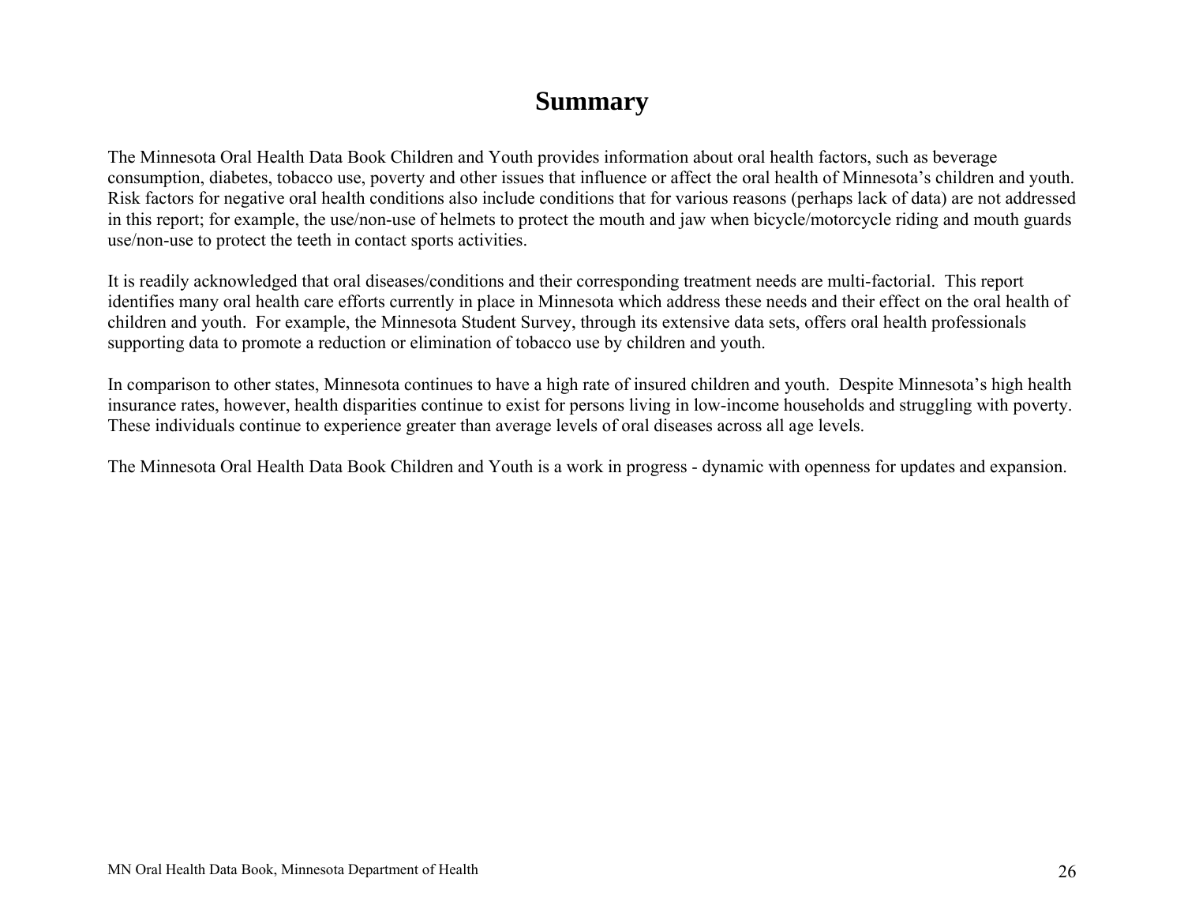# Summary

The Minnesota Oral Health Data Book Children and Youth provides information about oral health factors, such as beverage consumption, diabetes, tobacco use, poverty and other issues that influence or affect the oral health of Minnesota's children and youth. Risk factors for negative oral health conditions also include conditions that for various reasons (perhaps lack of data) are not addressed in this report; for example, the use/non-use of helmets to protect the mouth and jaw when bicycle/motorcycle riding and mouth guards use/non-use to protect the teeth in contact sports activities.

It is readily acknowledged that oral diseases/conditions and their corresponding treatment needs are multi-factorial. This report identifies many oral health care efforts currently in place in Minnesota which address these needs and their effect on the oral health of children and youth. For example, the Minnesota Student Survey, through its extensive data sets, offers oral health professionals supporting data to promote a reduction or elimination of tobacco use by children and youth.

In comparison to other states, Minnesota continues to have a high rate of insured children and youth. Despite Minnesota's high health insurance rates, however, health disparities continue to exist for persons living in low-income households and struggling with poverty. These individuals continue to experience greater than average levels of oral diseases across all age levels.

The Minnesota Oral Health Data Book Children and Youth is a work in progress - dynamic with openness for updates and expansion.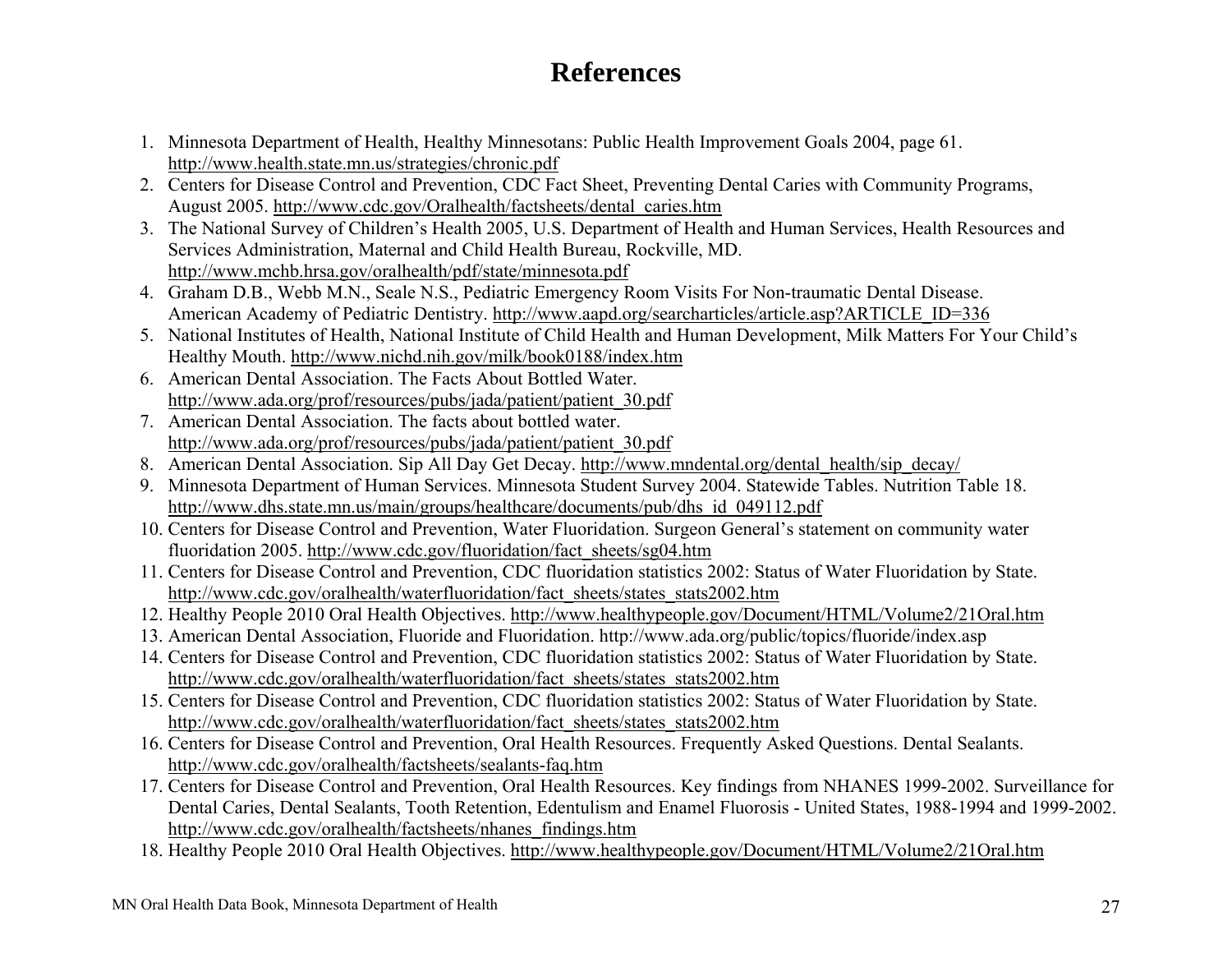# References

1. Minnesota Department of Health, Healthy Minnesotans: Public Health Improvement Goals 2004, page 61. http://www.health.state.mn.us/strategies/chronic.pdf
2. Centers for Disease Control and Prevention, CDC Fact Sheet, Preventing Dental Caries with Community Programs, August 2005. http://www.cdc.gov/Oralhealth/factsheets/dental_caries.htm
3. The National Survey of Children's Health 2005, U.S. Department of Health and Human Services, Health Resources and Services Administration, Maternal and Child Health Bureau, Rockville, MD. http://www.mchb.hrsa.gov/oralhealth/pdf/state/minnesota.pdf
4. Graham D.B., Webb M.N., Seale N.S., Pediatric Emergency Room Visits For Non-traumatic Dental Disease. American Academy of Pediatric Dentistry. http://www.aapd.org/searcharticles/article.asp?ARTICLE_ID=336
5. National Institutes of Health, National Institute of Child Health and Human Development, Milk Matters For Your Child's Healthy Mouth. http://www.nichd.nih.gov/milk/book0188/index.htm
6. American Dental Association. The Facts About Bottled Water. http://www.ada.org/prof/resources/pubs/jada/patient/patient_30.pdf
7. American Dental Association. The facts about bottled water. http://www.ada.org/prof/resources/pubs/jada/patient/patient_30.pdf
8. American Dental Association. Sip All Day Get Decay. http://www.mndental.org/dental_health/sip_decay/
9. Minnesota Department of Human Services. Minnesota Student Survey 2004. Statewide Tables. Nutrition Table 18. http://www.dhs.state.mn.us/main/groups/healthcare/documents/pub/dhs_id_049112.pdf
10. Centers for Disease Control and Prevention, Water Fluoridation. Surgeon General's statement on community water fluoridation 2005. http://www.cdc.gov/fluoridation/fact_sheets/sg04.htm
11. Centers for Disease Control and Prevention, CDC fluoridation statistics 2002: Status of Water Fluoridation by State. http://www.cdc.gov/oralhealth/waterfluoridation/fact_sheets/states_stats2002.htm
12. Healthy People 2010 Oral Health Objectives. http://www.healthypeople.gov/Document/HTML/Volume2/21Oral.htm
13. American Dental Association, Fluoride and Fluoridation. http://www.ada.org/public/topics/fluoride/index.asp
14. Centers for Disease Control and Prevention, CDC fluoridation statistics 2002: Status of Water Fluoridation by State. http://www.cdc.gov/oralhealth/waterfluoridation/fact_sheets/states_stats2002.htm
15. Centers for Disease Control and Prevention, CDC fluoridation statistics 2002: Status of Water Fluoridation by State. http://www.cdc.gov/oralhealth/waterfluoridation/fact_sheets/states_stats2002.htm
16. Centers for Disease Control and Prevention, Oral Health Resources. Frequently Asked Questions. Dental Sealants. http://www.cdc.gov/oralhealth/factsheets/sealants-faq.htm
17. Centers for Disease Control and Prevention, Oral Health Resources. Key findings from NHANES 1999-2002. Surveillance for Dental Caries, Dental Sealants, Tooth Retention, Edentulism and Enamel Fluorosis - United States, 1988-1994 and 1999-2002. http://www.cdc.gov/oralhealth/factsheets/nhanes_findings.htm
18. Healthy People 2010 Oral Health Objectives. http://www.healthypeople.gov/Document/HTML/Volume2/21Oral.htm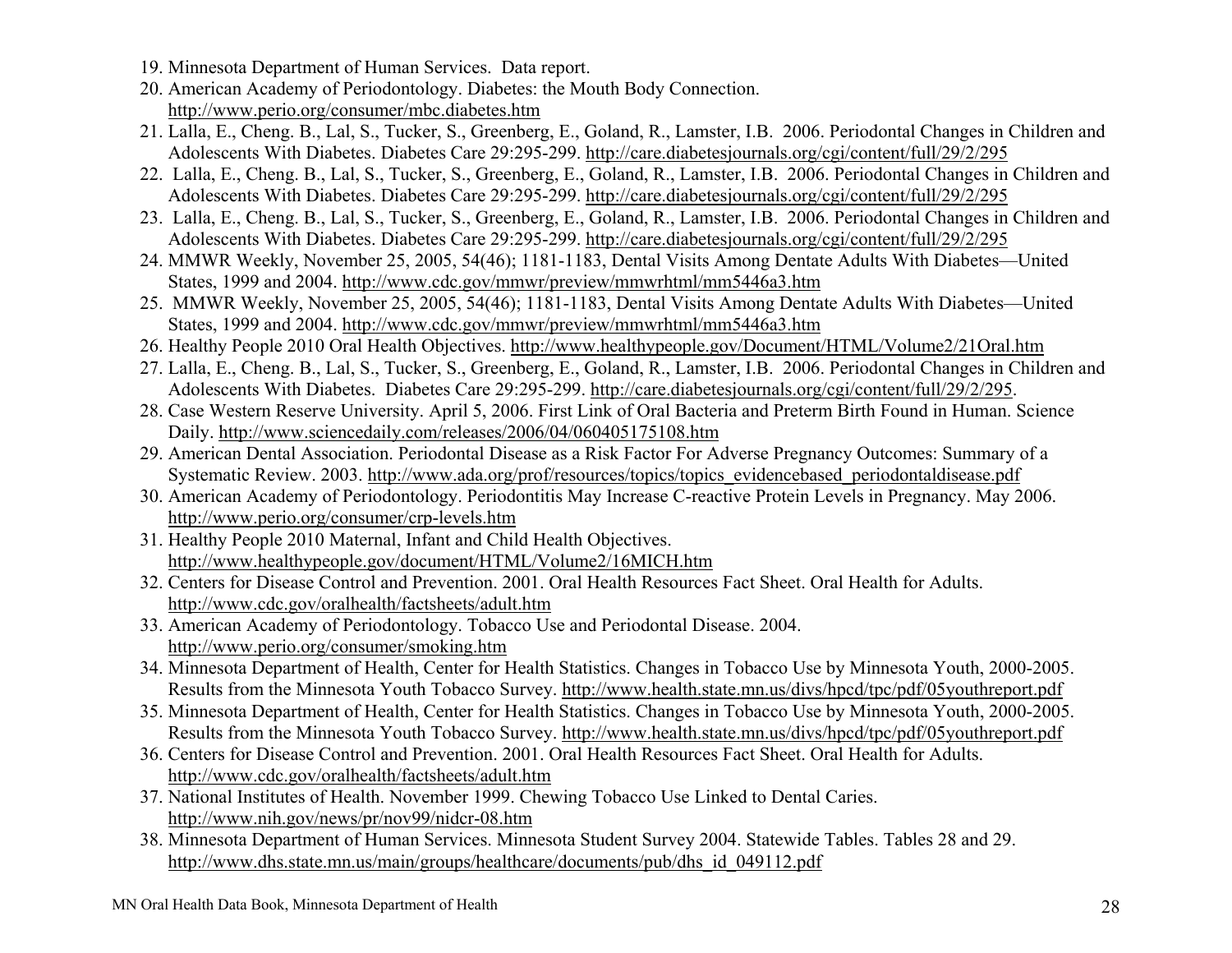19. Minnesota Department of Human Services. Data report.
20. American Academy of Periodontology. Diabetes: the Mouth Body Connection. http://www.perio.org/consumer/mbc.diabetes.htm
21. Lalla, E., Cheng. B., Lal, S., Tucker, S., Greenberg, E., Goland, R., Lamster, I.B. 2006. Periodontal Changes in Children and Adolescents With Diabetes. Diabetes Care 29:295-299. http://care.diabetesjournals.org/cgi/content/full/29/2/295
22. Lalla, E., Cheng. B., Lal, S., Tucker, S., Greenberg, E., Goland, R., Lamster, I.B. 2006. Periodontal Changes in Children and Adolescents With Diabetes. Diabetes Care 29:295-299. http://care.diabetesjournals.org/cgi/content/full/29/2/295
23. Lalla, E., Cheng. B., Lal, S., Tucker, S., Greenberg, E., Goland, R., Lamster, I.B. 2006. Periodontal Changes in Children and Adolescents With Diabetes. Diabetes Care 29:295-299. http://care.diabetesjournals.org/cgi/content/full/29/2/295
24. MMWR Weekly, November 25, 2005, 54(46); 1181-1183, Dental Visits Among Dentate Adults With Diabetes—United States, 1999 and 2004. http://www.cdc.gov/mmwr/preview/mmwrhtml/mm5446a3.htm
25. MMWR Weekly, November 25, 2005, 54(46); 1181-1183, Dental Visits Among Dentate Adults With Diabetes—United States, 1999 and 2004. http://www.cdc.gov/mmwr/preview/mmwrhtml/mm5446a3.htm
26. Healthy People 2010 Oral Health Objectives. http://www.healthypeople.gov/Document/HTML/Volume2/21Oral.htm
27. Lalla, E., Cheng. B., Lal, S., Tucker, S., Greenberg, E., Goland, R., Lamster, I.B. 2006. Periodontal Changes in Children and Adolescents With Diabetes. Diabetes Care 29:295-299. http://care.diabetesjournals.org/cgi/content/full/29/2/295.
28. Case Western Reserve University. April 5, 2006. First Link of Oral Bacteria and Preterm Birth Found in Human. Science Daily. http://www.sciencedaily.com/releases/2006/04/060405175108.htm
29. American Dental Association. Periodontal Disease as a Risk Factor For Adverse Pregnancy Outcomes: Summary of a Systematic Review. 2003. http://www.ada.org/prof/resources/topics/topics_evidencebased_periodontaldisease.pdf
30. American Academy of Periodontology. Periodontitis May Increase C-reactive Protein Levels in Pregnancy. May 2006. http://www.perio.org/consumer/crp-levels.htm
31. Healthy People 2010 Maternal, Infant and Child Health Objectives. http://www.healthypeople.gov/document/HTML/Volume2/16MICH.htm
32. Centers for Disease Control and Prevention. 2001. Oral Health Resources Fact Sheet. Oral Health for Adults. http://www.cdc.gov/oralhealth/factsheets/adult.htm
33. American Academy of Periodontology. Tobacco Use and Periodontal Disease. 2004. http://www.perio.org/consumer/smoking.htm
34. Minnesota Department of Health, Center for Health Statistics. Changes in Tobacco Use by Minnesota Youth, 2000-2005. Results from the Minnesota Youth Tobacco Survey. http://www.health.state.mn.us/divs/hpcd/tpc/pdf/05youthreport.pdf
35. Minnesota Department of Health, Center for Health Statistics. Changes in Tobacco Use by Minnesota Youth, 2000-2005. Results from the Minnesota Youth Tobacco Survey. http://www.health.state.mn.us/divs/hpcd/tpc/pdf/05youthreport.pdf
36. Centers for Disease Control and Prevention. 2001. Oral Health Resources Fact Sheet. Oral Health for Adults. http://www.cdc.gov/oralhealth/factsheets/adult.htm
37. National Institutes of Health. November 1999. Chewing Tobacco Use Linked to Dental Caries. http://www.nih.gov/news/pr/nov99/nidcr-08.htm
38. Minnesota Department of Human Services. Minnesota Student Survey 2004. Statewide Tables. Tables 28 and 29. http://www.dhs.state.mn.us/main/groups/healthcare/documents/pub/dhs_id_049112.pdf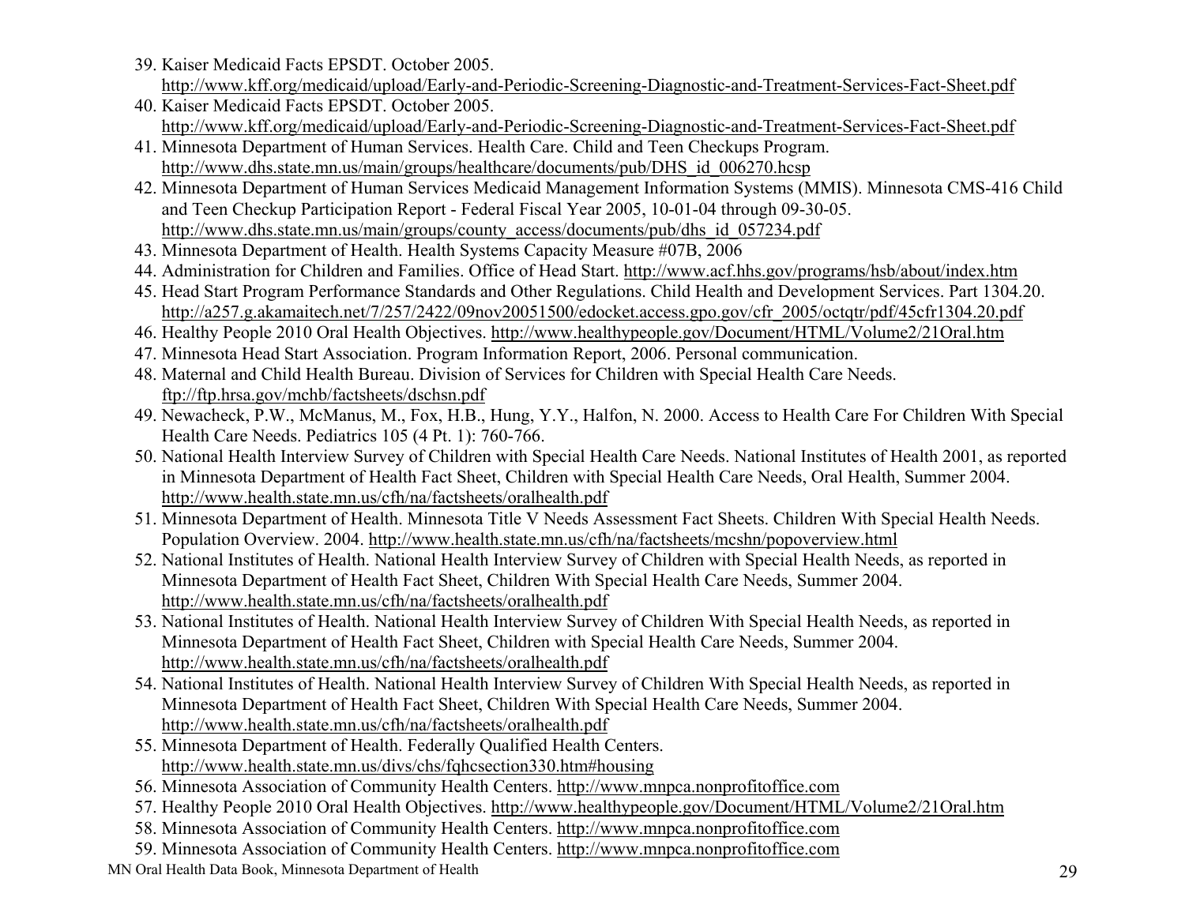39. Kaiser Medicaid Facts EPSDT. October 2005. http://www.kff.org/medicaid/upload/Early-and-Periodic-Screening-Diagnostic-and-Treatment-Services-Fact-Sheet.pdf
40. Kaiser Medicaid Facts EPSDT. October 2005. http://www.kff.org/medicaid/upload/Early-and-Periodic-Screening-Diagnostic-and-Treatment-Services-Fact-Sheet.pdf
41. Minnesota Department of Human Services. Health Care. Child and Teen Checkups Program. http://www.dhs.state.mn.us/main/groups/healthcare/documents/pub/DHS_id_006270.hcsp
42. Minnesota Department of Human Services Medicaid Management Information Systems (MMIS). Minnesota CMS-416 Child and Teen Checkup Participation Report - Federal Fiscal Year 2005, 10-01-04 through 09-30-05. http://www.dhs.state.mn.us/main/groups/county_access/documents/pub/dhs_id_057234.pdf
43. Minnesota Department of Health. Health Systems Capacity Measure #07B, 2006
44. Administration for Children and Families. Office of Head Start. http://www.acf.hhs.gov/programs/hsb/about/index.htm
45. Head Start Program Performance Standards and Other Regulations. Child Health and Development Services. Part 1304.20. http://a257.g.akamaitech.net/7/257/2422/09nov20051500/edocket.access.gpo.gov/cfr_2005/octqtr/pdf/45cfr1304.20.pdf
46. Healthy People 2010 Oral Health Objectives. http://www.healthypeople.gov/Document/HTML/Volume2/21Oral.htm
47. Minnesota Head Start Association. Program Information Report, 2006. Personal communication.
48. Maternal and Child Health Bureau. Division of Services for Children with Special Health Care Needs. ftp://ftp.hrsa.gov/mchb/factsheets/dschsn.pdf
49. Newacheck, P.W., McManus, M., Fox, H.B., Hung, Y.Y., Halfon, N. 2000. Access to Health Care For Children With Special Health Care Needs. Pediatrics 105 (4 Pt. 1): 760-766.
50. National Health Interview Survey of Children with Special Health Care Needs. National Institutes of Health 2001, as reported in Minnesota Department of Health Fact Sheet, Children with Special Health Care Needs, Oral Health, Summer 2004. http://www.health.state.mn.us/cfh/na/factsheets/oralhealth.pdf
51. Minnesota Department of Health. Minnesota Title V Needs Assessment Fact Sheets. Children With Special Health Needs. Population Overview. 2004. http://www.health.state.mn.us/cfh/na/factsheets/mcshn/popoverview.html
52. National Institutes of Health. National Health Interview Survey of Children with Special Health Needs, as reported in Minnesota Department of Health Fact Sheet, Children With Special Health Care Needs, Summer 2004. http://www.health.state.mn.us/cfh/na/factsheets/oralhealth.pdf
53. National Institutes of Health. National Health Interview Survey of Children With Special Health Needs, as reported in Minnesota Department of Health Fact Sheet, Children with Special Health Care Needs, Summer 2004. http://www.health.state.mn.us/cfh/na/factsheets/oralhealth.pdf
54. National Institutes of Health. National Health Interview Survey of Children With Special Health Needs, as reported in Minnesota Department of Health Fact Sheet, Children With Special Health Care Needs, Summer 2004. http://www.health.state.mn.us/cfh/na/factsheets/oralhealth.pdf
55. Minnesota Department of Health. Federally Qualified Health Centers. http://www.health.state.mn.us/divs/chs/fqhcsection330.htm#housing
56. Minnesota Association of Community Health Centers. http://www.mnpca.nonprofitoffice.com
57. Healthy People 2010 Oral Health Objectives. http://www.healthypeople.gov/Document/HTML/Volume2/21Oral.htm
58. Minnesota Association of Community Health Centers. http://www.mnpca.nonprofitoffice.com
59. Minnesota Association of Community Health Centers. http://www.mnpca.nonprofitoffice.com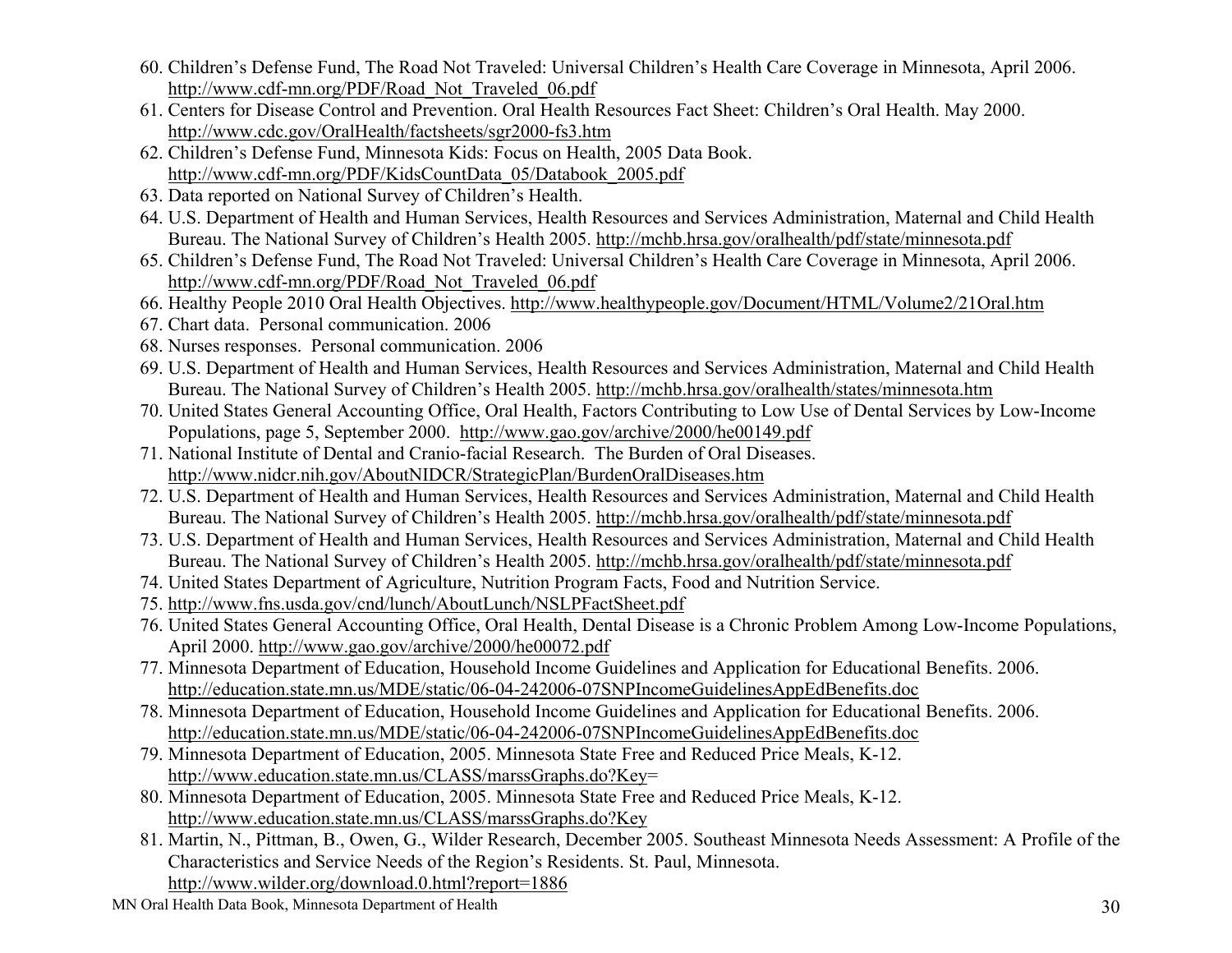60. Children's Defense Fund, The Road Not Traveled: Universal Children's Health Care Coverage in Minnesota, April 2006. http://www.cdf-mn.org/PDF/Road_Not_Traveled_06.pdf
61. Centers for Disease Control and Prevention. Oral Health Resources Fact Sheet: Children's Oral Health. May 2000. http://www.cdc.gov/OralHealth/factsheets/sgr2000-fs3.htm
62. Children's Defense Fund, Minnesota Kids: Focus on Health, 2005 Data Book. http://www.cdf-mn.org/PDF/KidsCountData_05/Databook_2005.pdf
63. Data reported on National Survey of Children's Health.
64. U.S. Department of Health and Human Services, Health Resources and Services Administration, Maternal and Child Health Bureau. The National Survey of Children's Health 2005. http://mchb.hrsa.gov/oralhealth/pdf/state/minnesota.pdf
65. Children's Defense Fund, The Road Not Traveled: Universal Children's Health Care Coverage in Minnesota, April 2006. http://www.cdf-mn.org/PDF/Road_Not_Traveled_06.pdf
66. Healthy People 2010 Oral Health Objectives. http://www.healthypeople.gov/Document/HTML/Volume2/21Oral.htm
67. Chart data. Personal communication. 2006
68. Nurses responses. Personal communication. 2006
69. U.S. Department of Health and Human Services, Health Resources and Services Administration, Maternal and Child Health Bureau. The National Survey of Children's Health 2005. http://mchb.hrsa.gov/oralhealth/states/minnesota.htm
70. United States General Accounting Office, Oral Health, Factors Contributing to Low Use of Dental Services by Low-Income Populations, page 5, September 2000. http://www.gao.gov/archive/2000/he00149.pdf
71. National Institute of Dental and Cranio-facial Research. The Burden of Oral Diseases. http://www.nidcr.nih.gov/AboutNIDCR/StrategicPlan/BurdenOralDiseases.htm
72. U.S. Department of Health and Human Services, Health Resources and Services Administration, Maternal and Child Health Bureau. The National Survey of Children's Health 2005. http://mchb.hrsa.gov/oralhealth/pdf/state/minnesota.pdf
73. U.S. Department of Health and Human Services, Health Resources and Services Administration, Maternal and Child Health Bureau. The National Survey of Children's Health 2005. http://mchb.hrsa.gov/oralhealth/pdf/state/minnesota.pdf
74. United States Department of Agriculture, Nutrition Program Facts, Food and Nutrition Service.
75. http://www.fns.usda.gov/cnd/lunch/AboutLunch/NSLPFactSheet.pdf
76. United States General Accounting Office, Oral Health, Dental Disease is a Chronic Problem Among Low-Income Populations, April 2000. http://www.gao.gov/archive/2000/he00072.pdf
77. Minnesota Department of Education, Household Income Guidelines and Application for Educational Benefits. 2006. http://education.state.mn.us/MDE/static/06-04-242006-07SNPIncomeGuidelinesAppEdBenefits.doc
78. Minnesota Department of Education, Household Income Guidelines and Application for Educational Benefits. 2006. http://education.state.mn.us/MDE/static/06-04-242006-07SNPIncomeGuidelinesAppEdBenefits.doc
79. Minnesota Department of Education, 2005. Minnesota State Free and Reduced Price Meals, K-12. http://www.education.state.mn.us/CLASS/marssGraphs.do?Key=
80. Minnesota Department of Education, 2005. Minnesota State Free and Reduced Price Meals, K-12. http://www.education.state.mn.us/CLASS/marssGraphs.do?Key
81. Martin, N., Pittman, B., Owen, G., Wilder Research, December 2005. Southeast Minnesota Needs Assessment: A Profile of the Characteristics and Service Needs of the Region's Residents. St. Paul, Minnesota. http://www.wilder.org/download.0.html?report=1886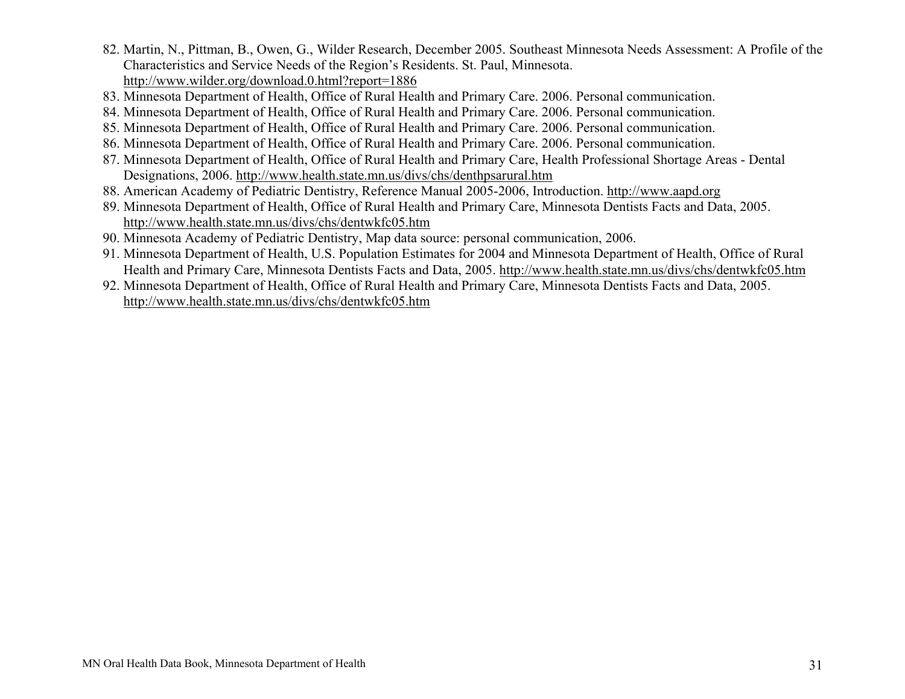82. Martin, N., Pittman, B., Owen, G., Wilder Research, December 2005. Southeast Minnesota Needs Assessment: A Profile of the Characteristics and Service Needs of the Region's Residents. St. Paul, Minnesota. http://www.wilder.org/download.0.html?report=1886
83. Minnesota Department of Health, Office of Rural Health and Primary Care. 2006. Personal communication.
84. Minnesota Department of Health, Office of Rural Health and Primary Care. 2006. Personal communication.
85. Minnesota Department of Health, Office of Rural Health and Primary Care. 2006. Personal communication.
86. Minnesota Department of Health, Office of Rural Health and Primary Care. 2006. Personal communication.
87. Minnesota Department of Health, Office of Rural Health and Primary Care, Health Professional Shortage Areas - Dental Designations, 2006. http://www.health.state.mn.us/divs/chs/denthpsarural.htm
88. American Academy of Pediatric Dentistry, Reference Manual 2005-2006, Introduction. http://www.aapd.org
89. Minnesota Department of Health, Office of Rural Health and Primary Care, Minnesota Dentists Facts and Data, 2005. http://www.health.state.mn.us/divs/chs/dentwkfc05.htm
90. Minnesota Academy of Pediatric Dentistry, Map data source: personal communication, 2006.
91. Minnesota Department of Health, U.S. Population Estimates for 2004 and Minnesota Department of Health, Office of Rural Health and Primary Care, Minnesota Dentists Facts and Data, 2005. http://www.health.state.mn.us/divs/chs/dentwkfc05.htm
92. Minnesota Department of Health, Office of Rural Health and Primary Care, Minnesota Dentists Facts and Data, 2005. http://www.health.state.mn.us/divs/chs/dentwkfc05.htm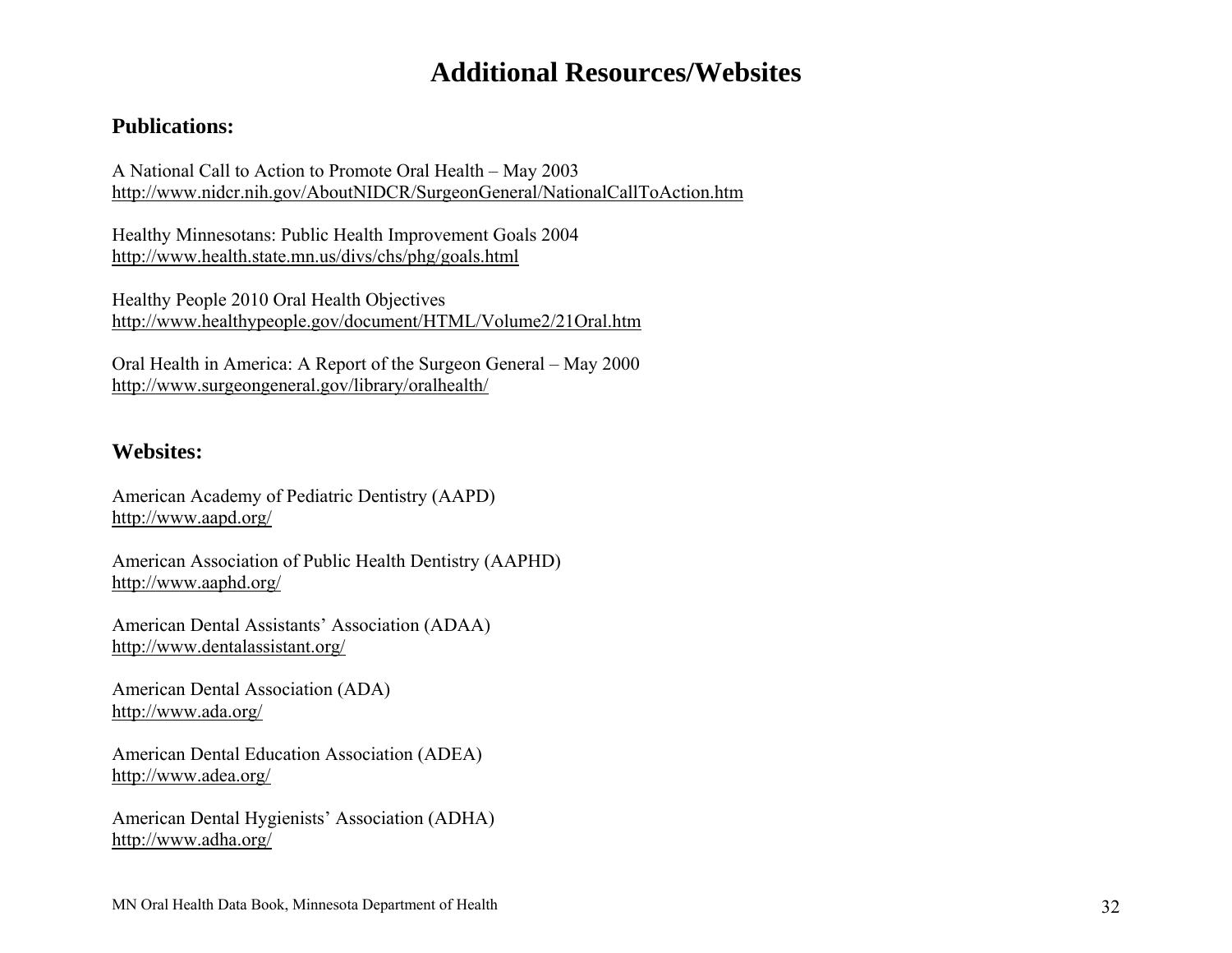# Additional Resources/Websites

## Publications:

A National Call to Action to Promote Oral Health – May 2003
http://www.nidcr.nih.gov/AboutNIDCR/SurgeonGeneral/NationalCallToAction.htm

Healthy Minnesotans: Public Health Improvement Goals 2004
http://www.health.state.mn.us/divs/chs/phg/goals.html

Healthy People 2010 Oral Health Objectives
http://www.healthypeople.gov/document/HTML/Volume2/21Oral.htm

Oral Health in America: A Report of the Surgeon General – May 2000
http://www.surgeongeneral.gov/library/oralhealth/

## Websites:

American Academy of Pediatric Dentistry (AAPD)
http://www.aapd.org/

American Association of Public Health Dentistry (AAPHD)
http://www.aaphd.org/

American Dental Assistants' Association (ADAA)
http://www.dentalassistant.org/

American Dental Association (ADA)
http://www.ada.org/

American Dental Education Association (ADEA)
http://www.adea.org/

American Dental Hygienists' Association (ADHA)
http://www.adha.org/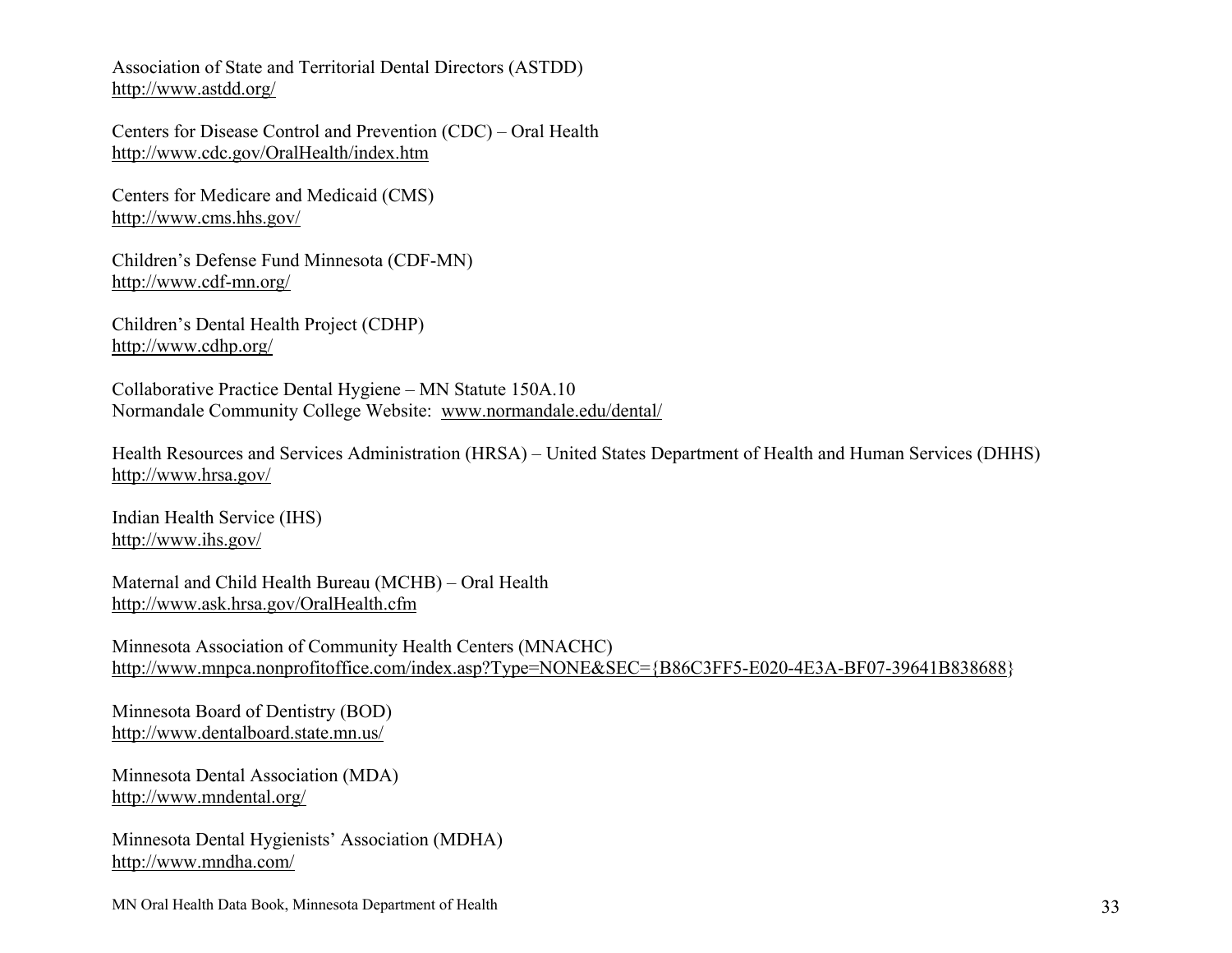Association of State and Territorial Dental Directors (ASTDD)
http://www.astdd.org/

Centers for Disease Control and Prevention (CDC) – Oral Health
http://www.cdc.gov/OralHealth/index.htm

Centers for Medicare and Medicaid (CMS)
http://www.cms.hhs.gov/

Children's Defense Fund Minnesota (CDF-MN)
http://www.cdf-mn.org/

Children's Dental Health Project (CDHP)
http://www.cdhp.org/

Collaborative Practice Dental Hygiene – MN Statute 150A.10
Normandale Community College Website: www.normandale.edu/dental/

Health Resources and Services Administration (HRSA) – United States Department of Health and Human Services (DHHS)
http://www.hrsa.gov/

Indian Health Service (IHS)
http://www.ihs.gov/

Maternal and Child Health Bureau (MCHB) – Oral Health
http://www.ask.hrsa.gov/OralHealth.cfm

Minnesota Association of Community Health Centers (MNACHC)
http://www.mnpca.nonprofitoffice.com/index.asp?Type=NONE&SEC={B86C3FF5-E020-4E3A-BF07-39641B838688}

Minnesota Board of Dentistry (BOD)
http://www.dentalboard.state.mn.us/

Minnesota Dental Association (MDA)
http://www.mndental.org/

Minnesota Dental Hygienists' Association (MDHA)
http://www.mndha.com/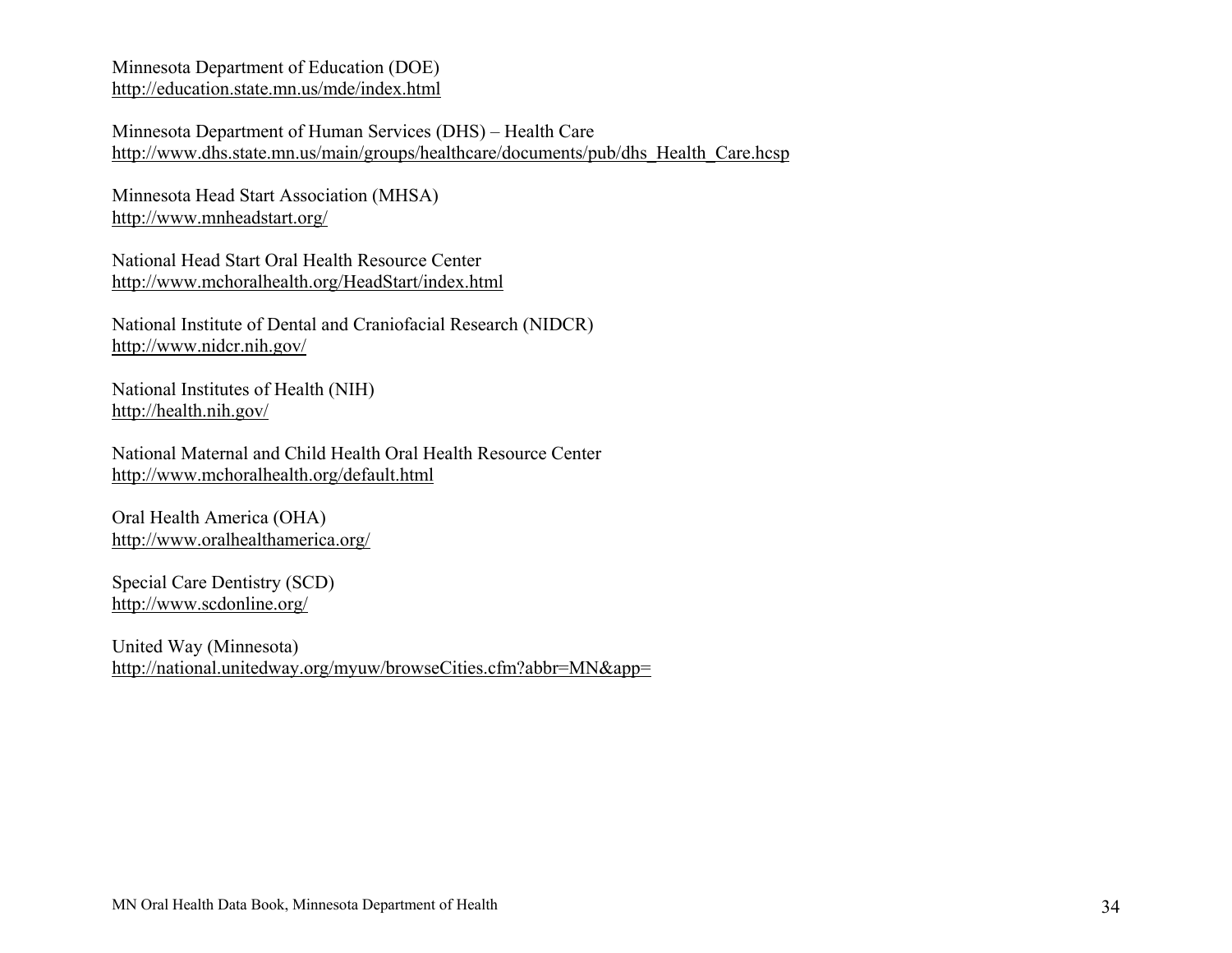Minnesota Department of Education (DOE)
http://education.state.mn.us/mde/index.html

Minnesota Department of Human Services (DHS) – Health Care
http://www.dhs.state.mn.us/main/groups/healthcare/documents/pub/dhs_Health_Care.hcsp

Minnesota Head Start Association (MHSA)
http://www.mnheadstart.org/

National Head Start Oral Health Resource Center
http://www.mchoralhealth.org/HeadStart/index.html

National Institute of Dental and Craniofacial Research (NIDCR)
http://www.nidcr.nih.gov/

National Institutes of Health (NIH)
http://health.nih.gov/

National Maternal and Child Health Oral Health Resource Center
http://www.mchoralhealth.org/default.html

Oral Health America (OHA)
http://www.oralhealthamerica.org/

Special Care Dentistry (SCD)
http://www.scdonline.org/

United Way (Minnesota)
http://national.unitedway.org/myuw/browseCities.cfm?abbr=MN&app=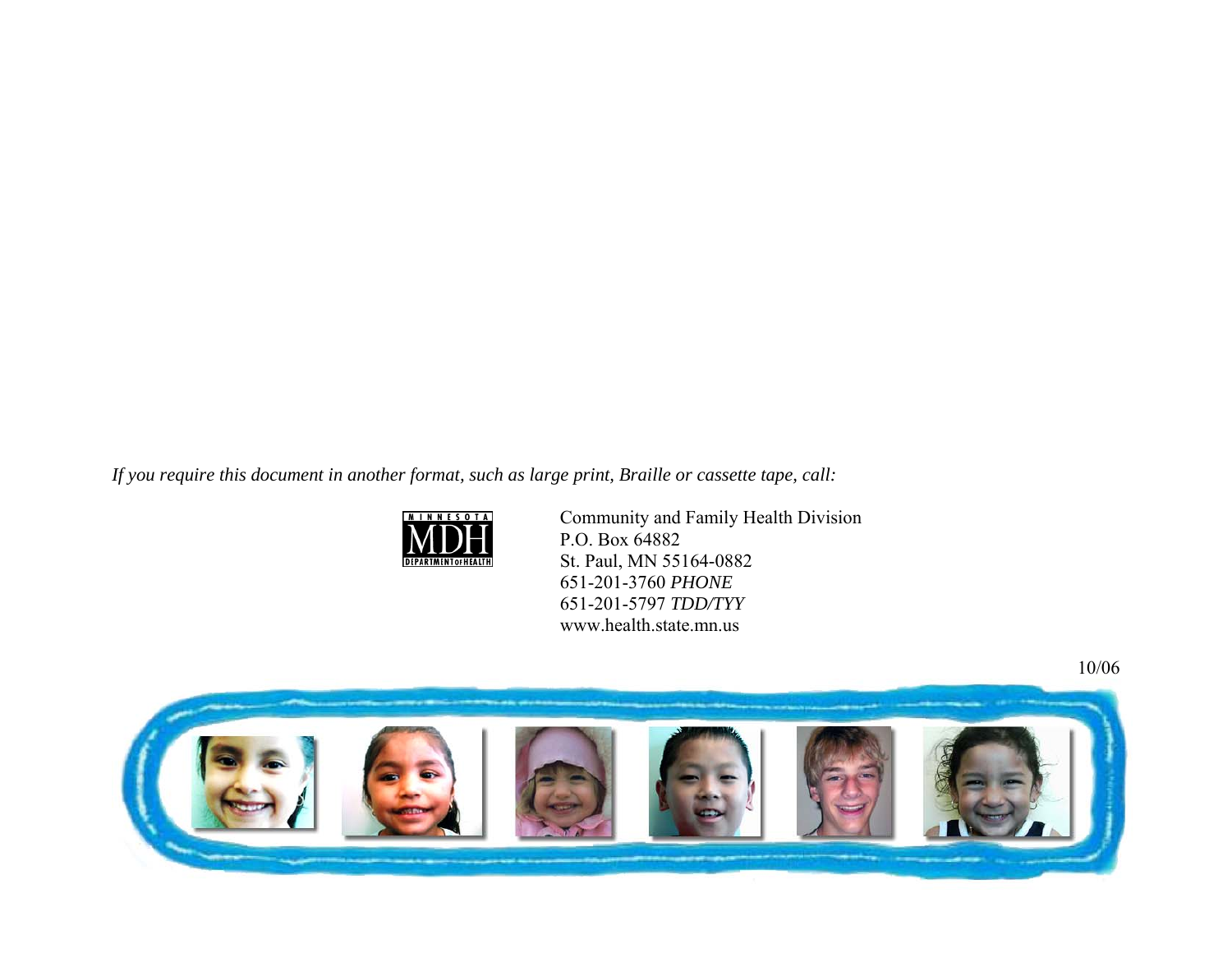*If you require this document in another format, such as large print, Braille or cassette tape, call:*

MINNESOTA MDH DEPARTMENT OF HEALTH

Community and Family Health Division
P.O. Box 64882
St. Paul, MN 55164-0882
651-201-3760 *PHONE*
651-201-5797 *TDD/TYY*
www.health.state.mn.us

10/06